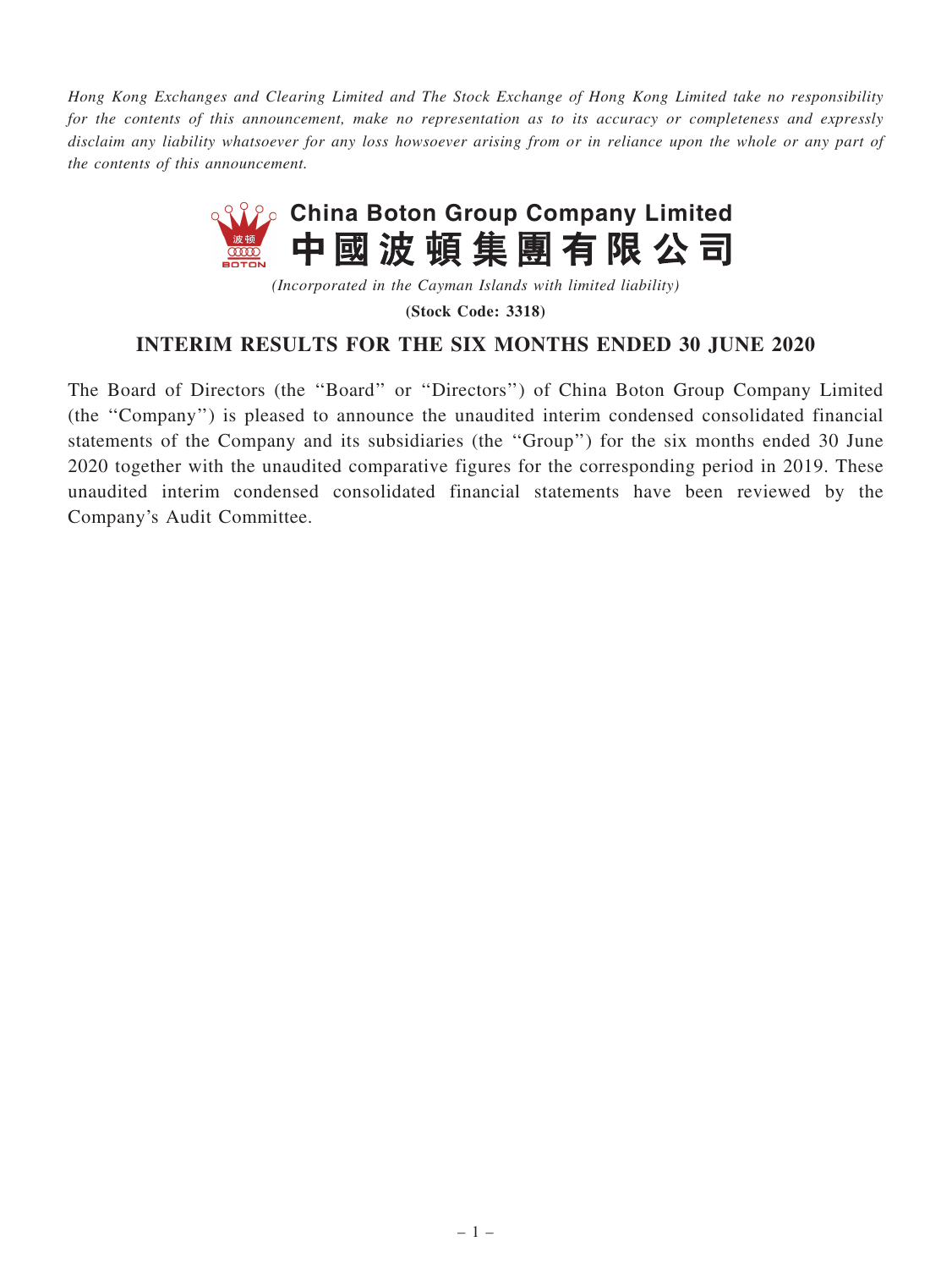*Hong Kong Exchanges and Clearing Limited and The Stock Exchange of Hong Kong Limited take no responsibility for the contents of this announcement, make no representation as to its accuracy or completeness and expressly disclaim any liability whatsoever for any loss howsoever arising from or in reliance upon the whole or any part of the contents of this announcement.*

# China Boton Group Company Limited
# 中國波頓集團有限公司

*(Incorporated in the Cayman Islands with limited liability)*

**(Stock Code: 3318)**

## INTERIM RESULTS FOR THE SIX MONTHS ENDED 30 JUNE 2020

The Board of Directors (the "Board" or "Directors") of China Boton Group Company Limited (the "Company") is pleased to announce the unaudited interim condensed consolidated financial statements of the Company and its subsidiaries (the "Group") for the six months ended 30 June 2020 together with the unaudited comparative figures for the corresponding period in 2019. These unaudited interim condensed consolidated financial statements have been reviewed by the Company's Audit Committee.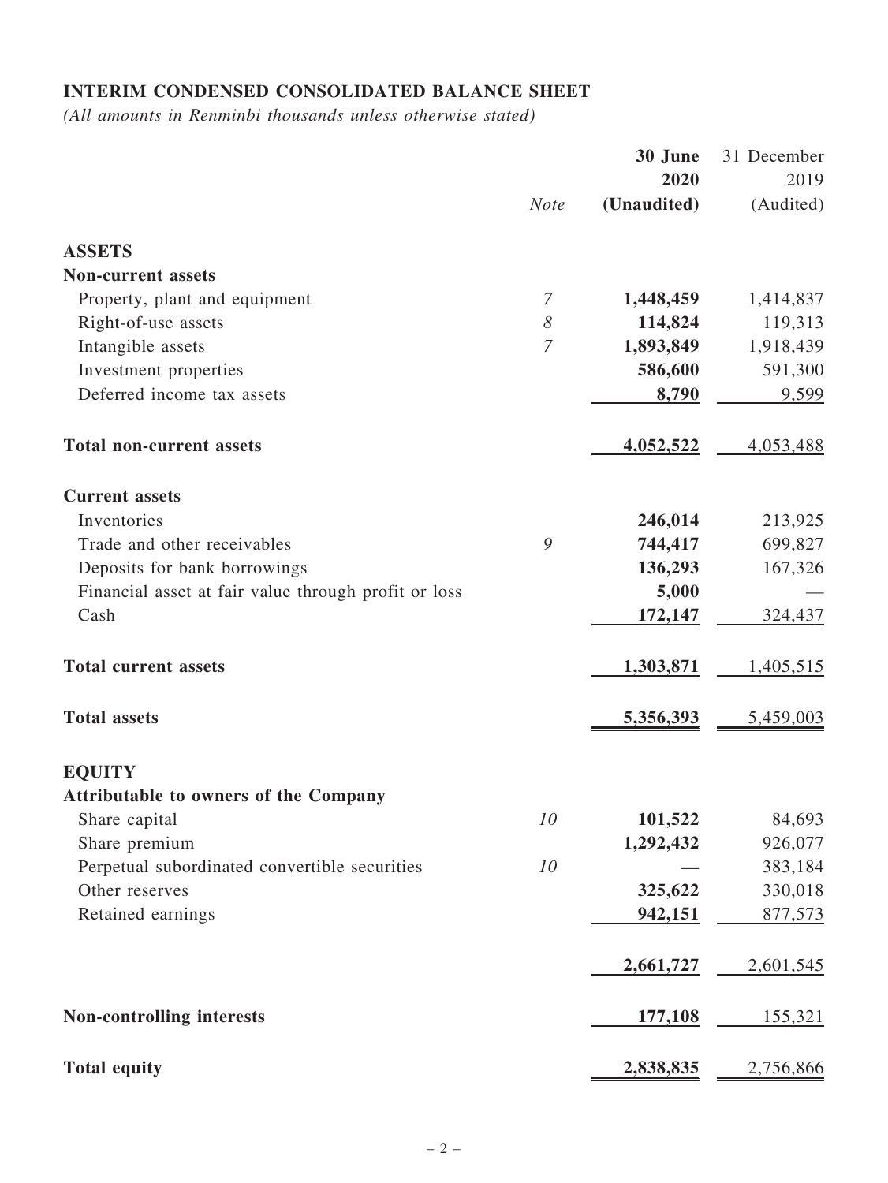## INTERIM CONDENSED CONSOLIDATED BALANCE SHEET

*(All amounts in Renminbi thousands unless otherwise stated)*

| | *Note* | **30 June 2020 (Unaudited)** | 31 December 2019 (Audited) |
|---|---|---|---|
| **ASSETS** | | | |
| **Non-current assets** | | | |
| Property, plant and equipment | *7* | **1,448,459** | 1,414,837 |
| Right-of-use assets | *8* | **114,824** | 119,313 |
| Intangible assets | *7* | **1,893,849** | 1,918,439 |
| Investment properties | | **586,600** | 591,300 |
| Deferred income tax assets | | **8,790** | 9,599 |
| **Total non-current assets** | | **4,052,522** | 4,053,488 |
| **Current assets** | | | |
| Inventories | | **246,014** | 213,925 |
| Trade and other receivables | *9* | **744,417** | 699,827 |
| Deposits for bank borrowings | | **136,293** | 167,326 |
| Financial asset at fair value through profit or loss | | **5,000** | — |
| Cash | | **172,147** | 324,437 |
| **Total current assets** | | **1,303,871** | 1,405,515 |
| **Total assets** | | **5,356,393** | 5,459,003 |
| **EQUITY** | | | |
| **Attributable to owners of the Company** | | | |
| Share capital | *10* | **101,522** | 84,693 |
| Share premium | | **1,292,432** | 926,077 |
| Perpetual subordinated convertible securities | *10* | **—** | 383,184 |
| Other reserves | | **325,622** | 330,018 |
| Retained earnings | | **942,151** | 877,573 |
| | | **2,661,727** | 2,601,545 |
| **Non-controlling interests** | | **177,108** | 155,321 |
| **Total equity** | | **2,838,835** | 2,756,866 |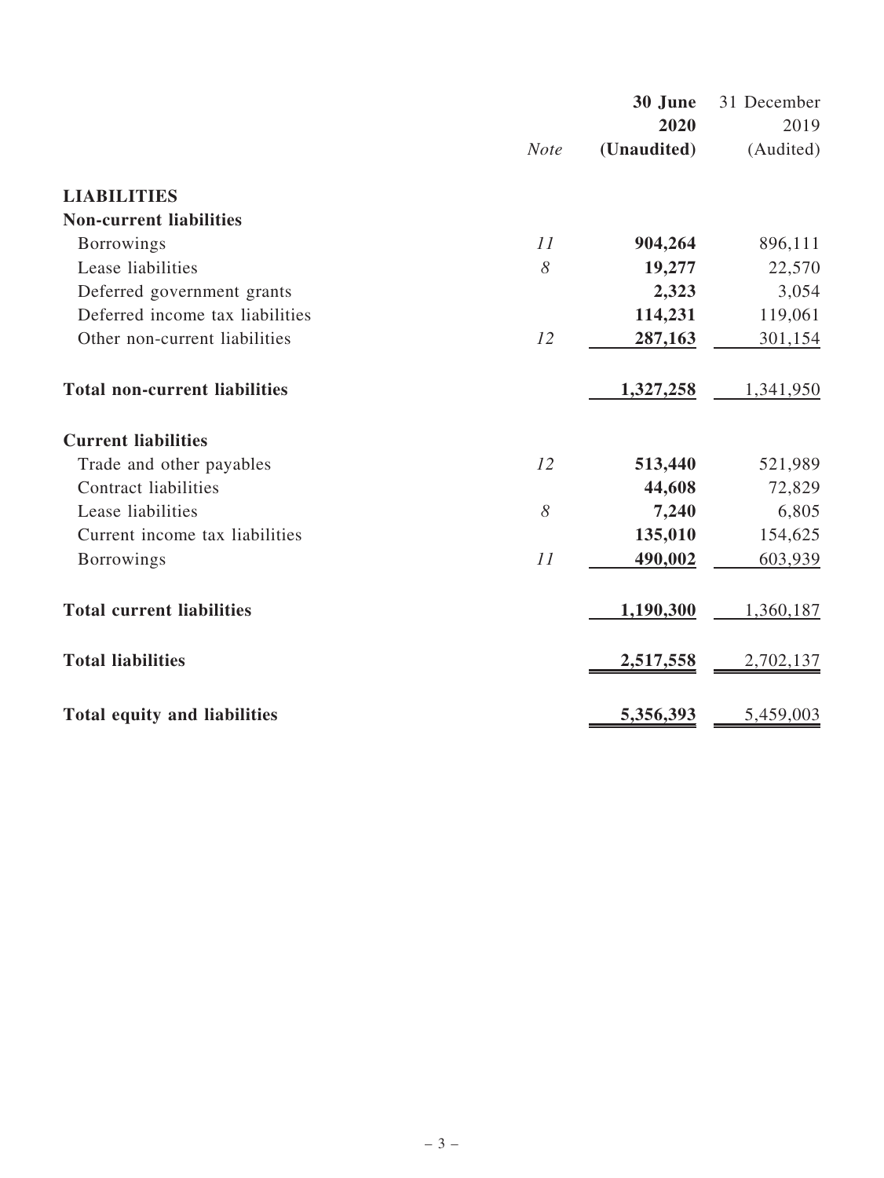| | Note | 30 June 2020 (Unaudited) | 31 December 2019 (Audited) |
|---|---|---|---|
| **LIABILITIES** | | | |
| **Non-current liabilities** | | | |
| Borrowings | 11 | **904,264** | 896,111 |
| Lease liabilities | 8 | **19,277** | 22,570 |
| Deferred government grants | | **2,323** | 3,054 |
| Deferred income tax liabilities | | **114,231** | 119,061 |
| Other non-current liabilities | 12 | **287,163** | 301,154 |
| **Total non-current liabilities** | | **1,327,258** | 1,341,950 |
| **Current liabilities** | | | |
| Trade and other payables | 12 | **513,440** | 521,989 |
| Contract liabilities | | **44,608** | 72,829 |
| Lease liabilities | 8 | **7,240** | 6,805 |
| Current income tax liabilities | | **135,010** | 154,625 |
| Borrowings | 11 | **490,002** | 603,939 |
| **Total current liabilities** | | **1,190,300** | 1,360,187 |
| **Total liabilities** | | **2,517,558** | 2,702,137 |
| **Total equity and liabilities** | | **5,356,393** | 5,459,003 |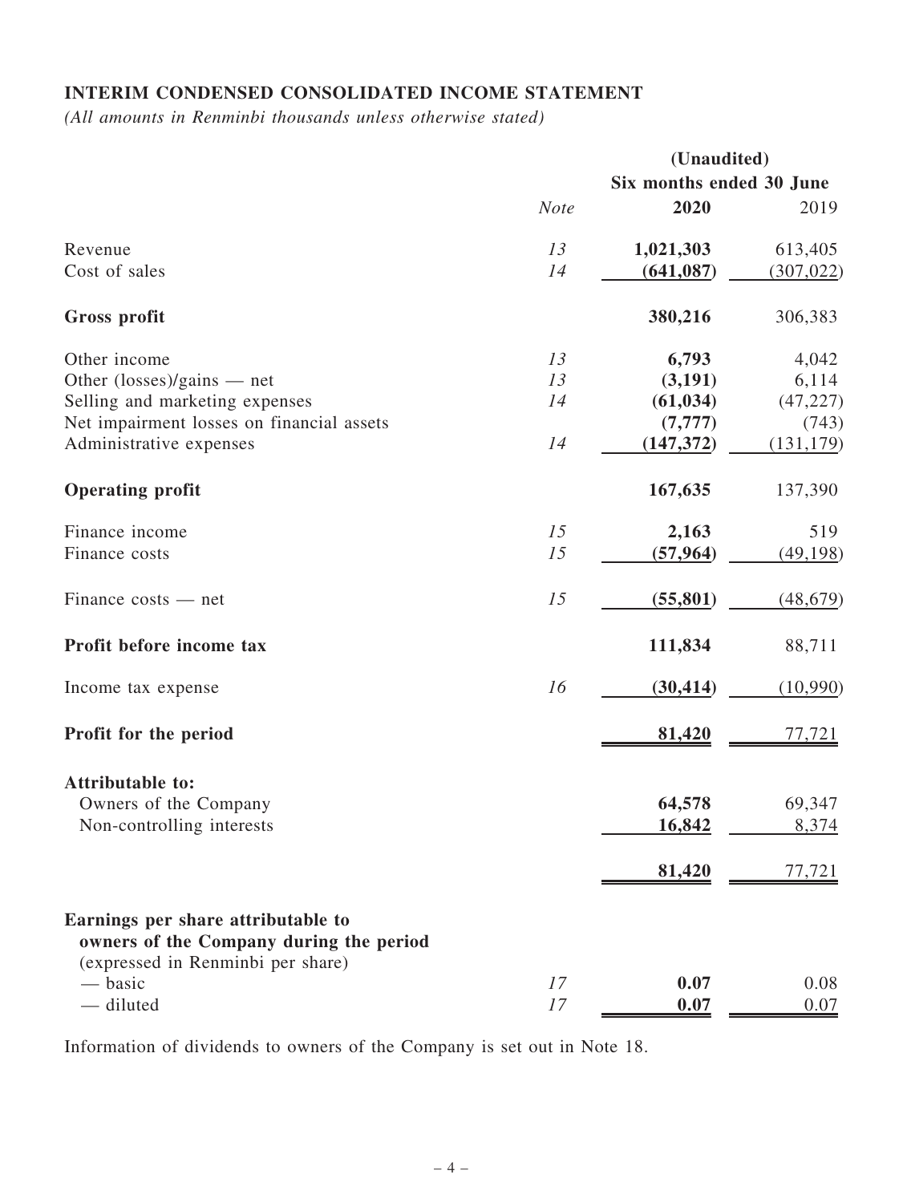## INTERIM CONDENSED CONSOLIDATED INCOME STATEMENT

*(All amounts in Renminbi thousands unless otherwise stated)*

| | | (Unaudited) | |
|---|---|---|---|
| | | Six months ended 30 June | |
| | *Note* | **2020** | 2019 |
| Revenue | *13* | **1,021,303** | 613,405 |
| Cost of sales | *14* | **(641,087)** | (307,022) |
| **Gross profit** | | **380,216** | 306,383 |
| Other income | *13* | **6,793** | 4,042 |
| Other (losses)/gains — net | *13* | **(3,191)** | 6,114 |
| Selling and marketing expenses | *14* | **(61,034)** | (47,227) |
| Net impairment losses on financial assets | | **(7,777)** | (743) |
| Administrative expenses | *14* | **(147,372)** | (131,179) |
| **Operating profit** | | **167,635** | 137,390 |
| Finance income | *15* | **2,163** | 519 |
| Finance costs | *15* | **(57,964)** | (49,198) |
| Finance costs — net | *15* | **(55,801)** | (48,679) |
| **Profit before income tax** | | **111,834** | 88,711 |
| Income tax expense | *16* | **(30,414)** | (10,990) |
| **Profit for the period** | | **81,420** | 77,721 |
| **Attributable to:** | | | |
| Owners of the Company | | **64,578** | 69,347 |
| Non-controlling interests | | **16,842** | 8,374 |
| | | **81,420** | 77,721 |
| **Earnings per share attributable to owners of the Company during the period** (expressed in Renminbi per share) | | | |
| — basic | *17* | **0.07** | 0.08 |
| — diluted | *17* | **0.07** | 0.07 |

Information of dividends to owners of the Company is set out in Note 18.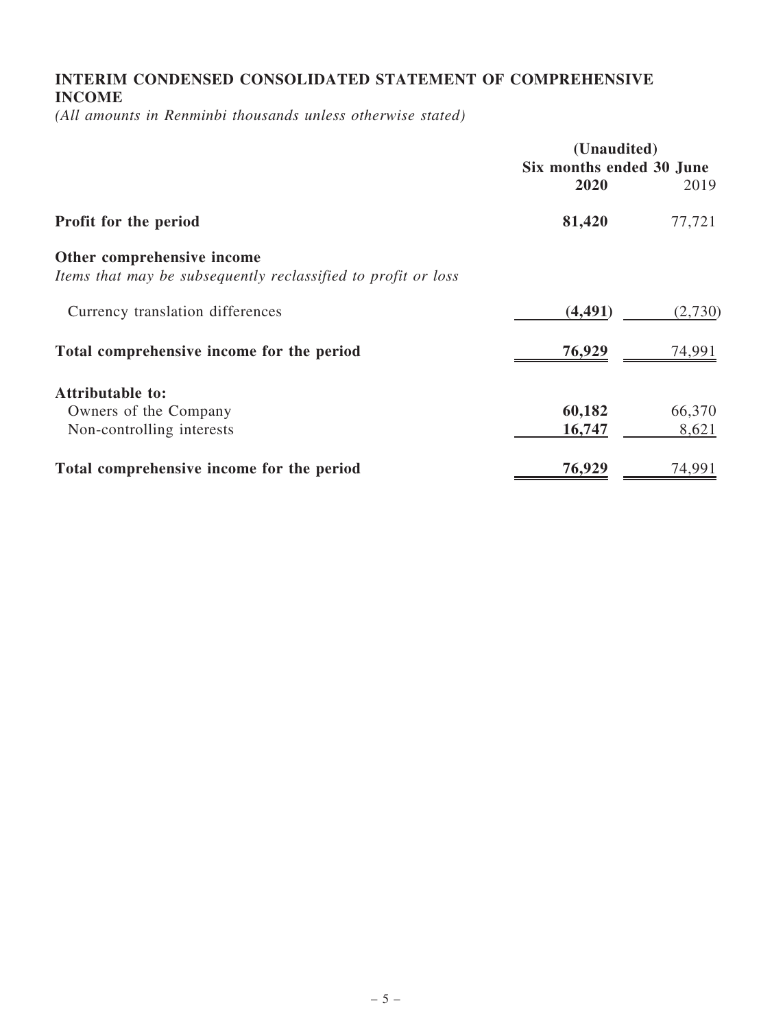## INTERIM CONDENSED CONSOLIDATED STATEMENT OF COMPREHENSIVE INCOME

*(All amounts in Renminbi thousands unless otherwise stated)*

| | (Unaudited) Six months ended 30 June | |
|---|---|---|
| | **2020** | 2019 |
| **Profit for the period** | **81,420** | 77,721 |
| **Other comprehensive income** | | |
| *Items that may be subsequently reclassified to profit or loss* | | |
| Currency translation differences | **(4,491)** | (2,730) |
| **Total comprehensive income for the period** | **76,929** | 74,991 |
| **Attributable to:** | | |
| Owners of the Company | **60,182** | 66,370 |
| Non-controlling interests | **16,747** | 8,621 |
| **Total comprehensive income for the period** | **76,929** | 74,991 |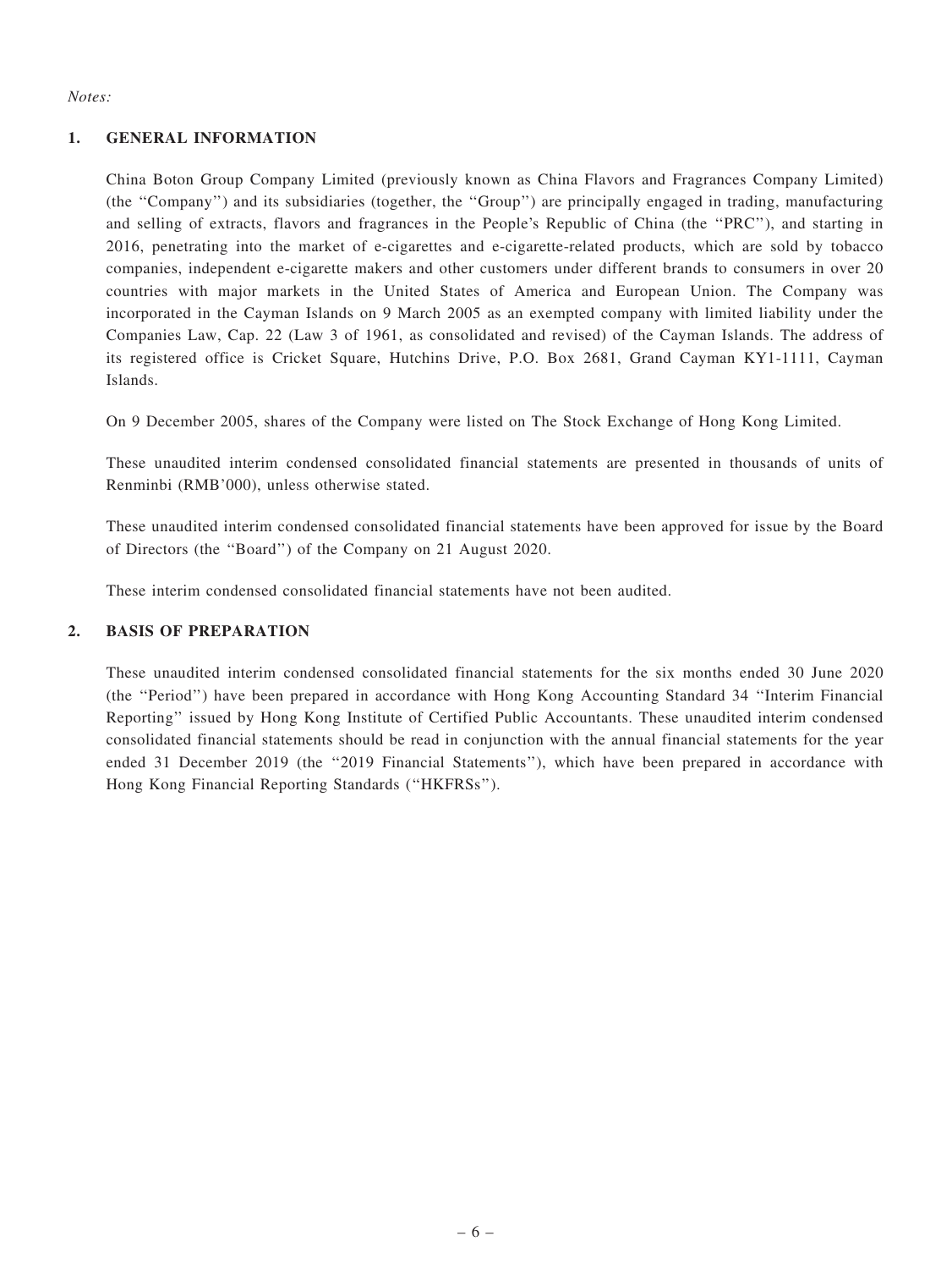*Notes:*

## 1. GENERAL INFORMATION

China Boton Group Company Limited (previously known as China Flavors and Fragrances Company Limited) (the ''Company'') and its subsidiaries (together, the ''Group'') are principally engaged in trading, manufacturing and selling of extracts, flavors and fragrances in the People's Republic of China (the ''PRC''), and starting in 2016, penetrating into the market of e-cigarettes and e-cigarette-related products, which are sold by tobacco companies, independent e-cigarette makers and other customers under different brands to consumers in over 20 countries with major markets in the United States of America and European Union. The Company was incorporated in the Cayman Islands on 9 March 2005 as an exempted company with limited liability under the Companies Law, Cap. 22 (Law 3 of 1961, as consolidated and revised) of the Cayman Islands. The address of its registered office is Cricket Square, Hutchins Drive, P.O. Box 2681, Grand Cayman KY1-1111, Cayman Islands.

On 9 December 2005, shares of the Company were listed on The Stock Exchange of Hong Kong Limited.

These unaudited interim condensed consolidated financial statements are presented in thousands of units of Renminbi (RMB'000), unless otherwise stated.

These unaudited interim condensed consolidated financial statements have been approved for issue by the Board of Directors (the ''Board'') of the Company on 21 August 2020.

These interim condensed consolidated financial statements have not been audited.

## 2. BASIS OF PREPARATION

These unaudited interim condensed consolidated financial statements for the six months ended 30 June 2020 (the ''Period'') have been prepared in accordance with Hong Kong Accounting Standard 34 ''Interim Financial Reporting'' issued by Hong Kong Institute of Certified Public Accountants. These unaudited interim condensed consolidated financial statements should be read in conjunction with the annual financial statements for the year ended 31 December 2019 (the ''2019 Financial Statements''), which have been prepared in accordance with Hong Kong Financial Reporting Standards (''HKFRSs'').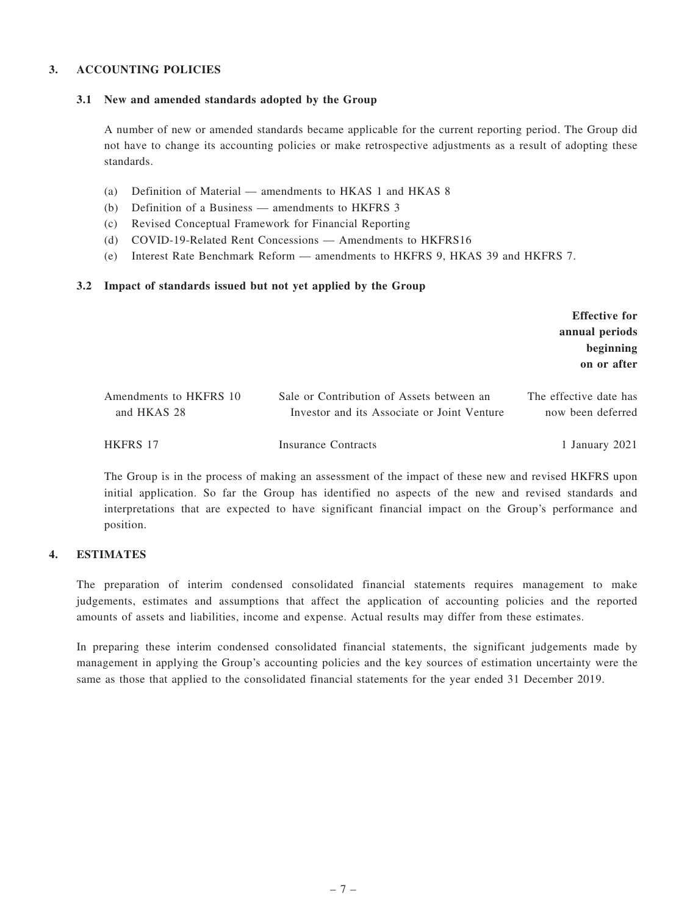## 3. ACCOUNTING POLICIES

### 3.1 New and amended standards adopted by the Group

A number of new or amended standards became applicable for the current reporting period. The Group did not have to change its accounting policies or make retrospective adjustments as a result of adopting these standards.

(a) Definition of Material — amendments to HKAS 1 and HKAS 8
(b) Definition of a Business — amendments to HKFRS 3
(c) Revised Conceptual Framework for Financial Reporting
(d) COVID-19-Related Rent Concessions — Amendments to HKFRS16
(e) Interest Rate Benchmark Reform — amendments to HKFRS 9, HKAS 39 and HKFRS 7.

### 3.2 Impact of standards issued but not yet applied by the Group

| | | **Effective for annual periods beginning on or after** |
|---|---|---|
| Amendments to HKFRS 10 and HKAS 28 | Sale or Contribution of Assets between an Investor and its Associate or Joint Venture | The effective date has now been deferred |
| HKFRS 17 | Insurance Contracts | 1 January 2021 |

The Group is in the process of making an assessment of the impact of these new and revised HKFRS upon initial application. So far the Group has identified no aspects of the new and revised standards and interpretations that are expected to have significant financial impact on the Group's performance and position.

## 4. ESTIMATES

The preparation of interim condensed consolidated financial statements requires management to make judgements, estimates and assumptions that affect the application of accounting policies and the reported amounts of assets and liabilities, income and expense. Actual results may differ from these estimates.

In preparing these interim condensed consolidated financial statements, the significant judgements made by management in applying the Group's accounting policies and the key sources of estimation uncertainty were the same as those that applied to the consolidated financial statements for the year ended 31 December 2019.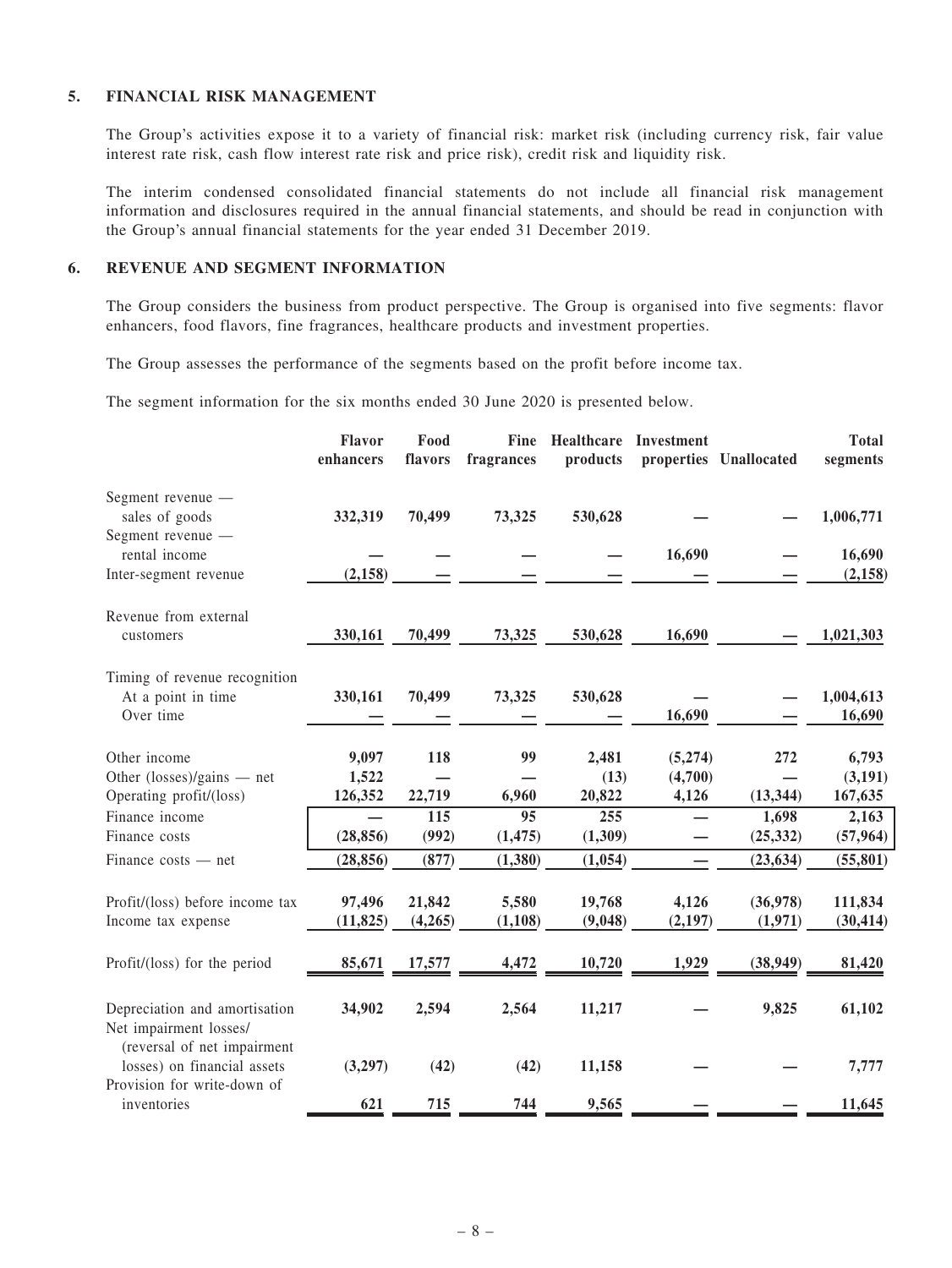## 5. FINANCIAL RISK MANAGEMENT

The Group's activities expose it to a variety of financial risk: market risk (including currency risk, fair value interest rate risk, cash flow interest rate risk and price risk), credit risk and liquidity risk.

The interim condensed consolidated financial statements do not include all financial risk management information and disclosures required in the annual financial statements, and should be read in conjunction with the Group's annual financial statements for the year ended 31 December 2019.

## 6. REVENUE AND SEGMENT INFORMATION

The Group considers the business from product perspective. The Group is organised into five segments: flavor enhancers, food flavors, fine fragrances, healthcare products and investment properties.

The Group assesses the performance of the segments based on the profit before income tax.

The segment information for the six months ended 30 June 2020 is presented below.

| | Flavor enhancers | Food flavors | Fine fragrances | Healthcare products | Investment properties | Unallocated | Total segments |
|---|---|---|---|---|---|---|---|
| Segment revenue — sales of goods | 332,319 | 70,499 | 73,325 | 530,628 | — | — | 1,006,771 |
| Segment revenue — rental income | — | — | — | — | 16,690 | — | 16,690 |
| Inter-segment revenue | (2,158) | — | — | — | — | — | (2,158) |
| Revenue from external customers | 330,161 | 70,499 | 73,325 | 530,628 | 16,690 | — | 1,021,303 |
| Timing of revenue recognition | | | | | | | |
| At a point in time | 330,161 | 70,499 | 73,325 | 530,628 | — | — | 1,004,613 |
| Over time | — | — | — | — | 16,690 | — | 16,690 |
| Other income | 9,097 | 118 | 99 | 2,481 | (5,274) | 272 | 6,793 |
| Other (losses)/gains — net | 1,522 | — | — | (13) | (4,700) | — | (3,191) |
| Operating profit/(loss) | 126,352 | 22,719 | 6,960 | 20,822 | 4,126 | (13,344) | 167,635 |
| Finance income | — | 115 | 95 | 255 | — | 1,698 | 2,163 |
| Finance costs | (28,856) | (992) | (1,475) | (1,309) | — | (25,332) | (57,964) |
| Finance costs — net | (28,856) | (877) | (1,380) | (1,054) | — | (23,634) | (55,801) |
| Profit/(loss) before income tax | 97,496 | 21,842 | 5,580 | 19,768 | 4,126 | (36,978) | 111,834 |
| Income tax expense | (11,825) | (4,265) | (1,108) | (9,048) | (2,197) | (1,971) | (30,414) |
| Profit/(loss) for the period | 85,671 | 17,577 | 4,472 | 10,720 | 1,929 | (38,949) | 81,420 |
| Depreciation and amortisation | 34,902 | 2,594 | 2,564 | 11,217 | — | 9,825 | 61,102 |
| Net impairment losses/ (reversal of net impairment losses) on financial assets | (3,297) | (42) | (42) | 11,158 | — | — | 7,777 |
| Provision for write-down of inventories | 621 | 715 | 744 | 9,565 | — | — | 11,645 |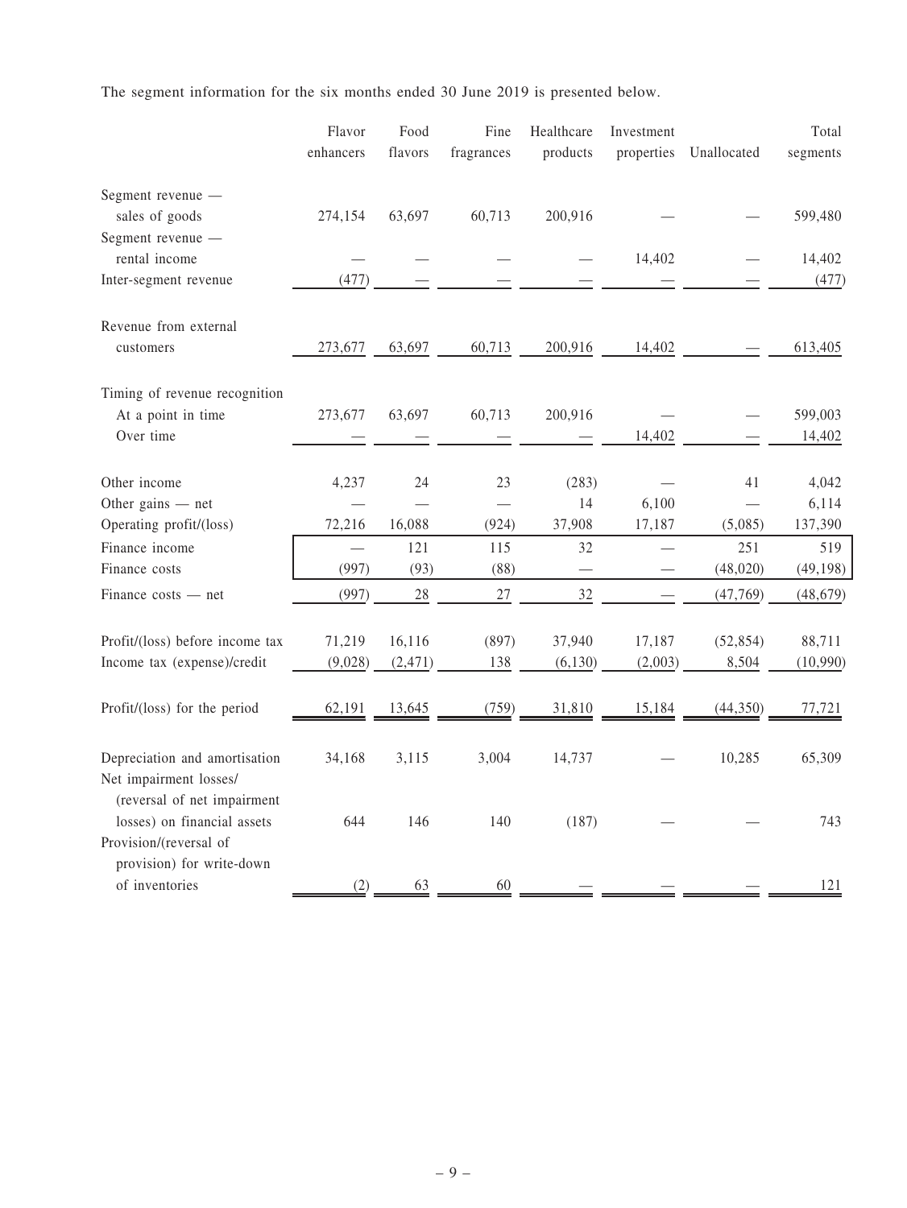The segment information for the six months ended 30 June 2019 is presented below.

| | Flavor enhancers | Food flavors | Fine fragrances | Healthcare products | Investment properties | Unallocated | Total segments |
|---|---|---|---|---|---|---|---|
| Segment revenue — sales of goods | 274,154 | 63,697 | 60,713 | 200,916 | — | — | 599,480 |
| Segment revenue — rental income | — | — | — | — | 14,402 | — | 14,402 |
| Inter-segment revenue | (477) | — | — | — | — | — | (477) |
| Revenue from external customers | 273,677 | 63,697 | 60,713 | 200,916 | 14,402 | — | 613,405 |
| Timing of revenue recognition | | | | | | | |
| At a point in time | 273,677 | 63,697 | 60,713 | 200,916 | — | — | 599,003 |
| Over time | — | — | — | — | 14,402 | — | 14,402 |
| Other income | 4,237 | 24 | 23 | (283) | — | 41 | 4,042 |
| Other gains — net | — | — | — | 14 | 6,100 | — | 6,114 |
| Operating profit/(loss) | 72,216 | 16,088 | (924) | 37,908 | 17,187 | (5,085) | 137,390 |
| Finance income | — | 121 | 115 | 32 | — | 251 | 519 |
| Finance costs | (997) | (93) | (88) | — | — | (48,020) | (49,198) |
| Finance costs — net | (997) | 28 | 27 | 32 | — | (47,769) | (48,679) |
| Profit/(loss) before income tax | 71,219 | 16,116 | (897) | 37,940 | 17,187 | (52,854) | 88,711 |
| Income tax (expense)/credit | (9,028) | (2,471) | 138 | (6,130) | (2,003) | 8,504 | (10,990) |
| Profit/(loss) for the period | 62,191 | 13,645 | (759) | 31,810 | 15,184 | (44,350) | 77,721 |
| Depreciation and amortisation | 34,168 | 3,115 | 3,004 | 14,737 | — | 10,285 | 65,309 |
| Net impairment losses/ (reversal of net impairment losses) on financial assets | 644 | 146 | 140 | (187) | — | — | 743 |
| Provision/(reversal of provision) for write-down of inventories | (2) | 63 | 60 | — | — | — | 121 |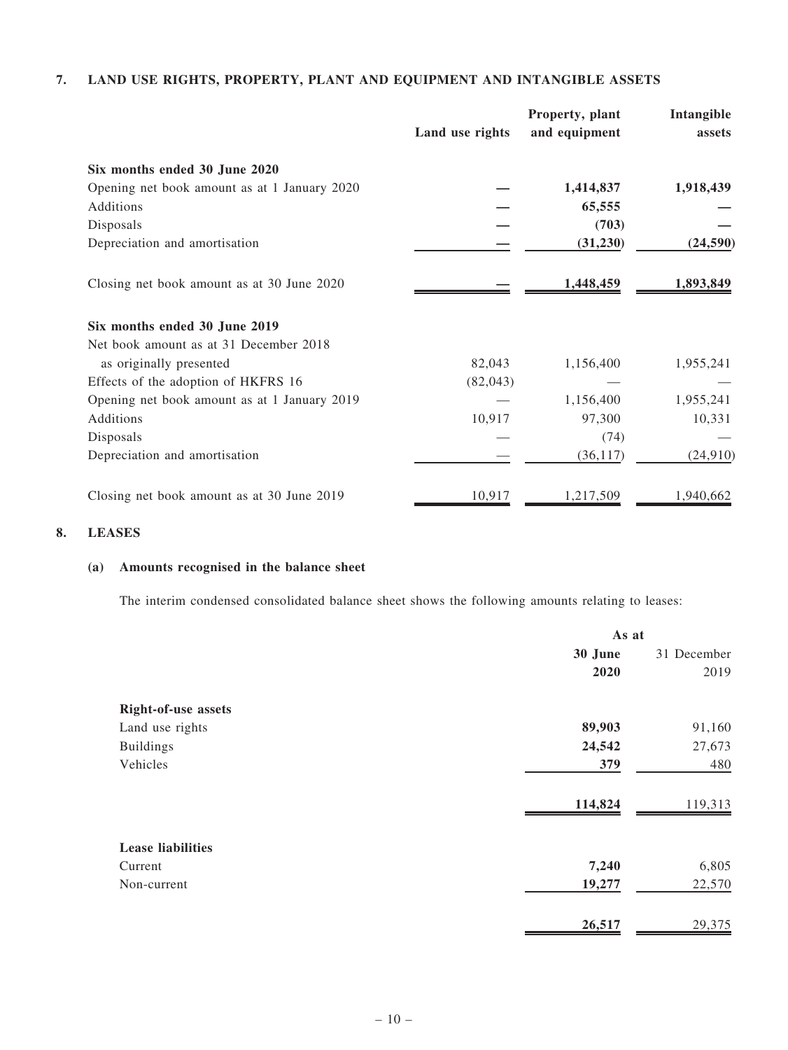## 7. LAND USE RIGHTS, PROPERTY, PLANT AND EQUIPMENT AND INTANGIBLE ASSETS

| | Land use rights | Property, plant and equipment | Intangible assets |
|---|---|---|---|
| **Six months ended 30 June 2020** | | | |
| Opening net book amount as at 1 January 2020 | **—** | **1,414,837** | **1,918,439** |
| Additions | **—** | **65,555** | **—** |
| Disposals | **—** | **(703)** | **—** |
| Depreciation and amortisation | **—** | **(31,230)** | **(24,590)** |
| Closing net book amount as at 30 June 2020 | **—** | **1,448,459** | **1,893,849** |
| **Six months ended 30 June 2019** | | | |
| Net book amount as at 31 December 2018 as originally presented | 82,043 | 1,156,400 | 1,955,241 |
| Effects of the adoption of HKFRS 16 | (82,043) | — | — |
| Opening net book amount as at 1 January 2019 | — | 1,156,400 | 1,955,241 |
| Additions | 10,917 | 97,300 | 10,331 |
| Disposals | — | (74) | — |
| Depreciation and amortisation | — | (36,117) | (24,910) |
| Closing net book amount as at 30 June 2019 | 10,917 | 1,217,509 | 1,940,662 |

## 8. LEASES

### (a) Amounts recognised in the balance sheet

The interim condensed consolidated balance sheet shows the following amounts relating to leases:

| | As at | |
|---|---|---|
| | **30 June 2020** | 31 December 2019 |
| **Right-of-use assets** | | |
| Land use rights | **89,903** | 91,160 |
| Buildings | **24,542** | 27,673 |
| Vehicles | **379** | 480 |
| | **114,824** | 119,313 |
| **Lease liabilities** | | |
| Current | **7,240** | 6,805 |
| Non-current | **19,277** | 22,570 |
| | **26,517** | 29,375 |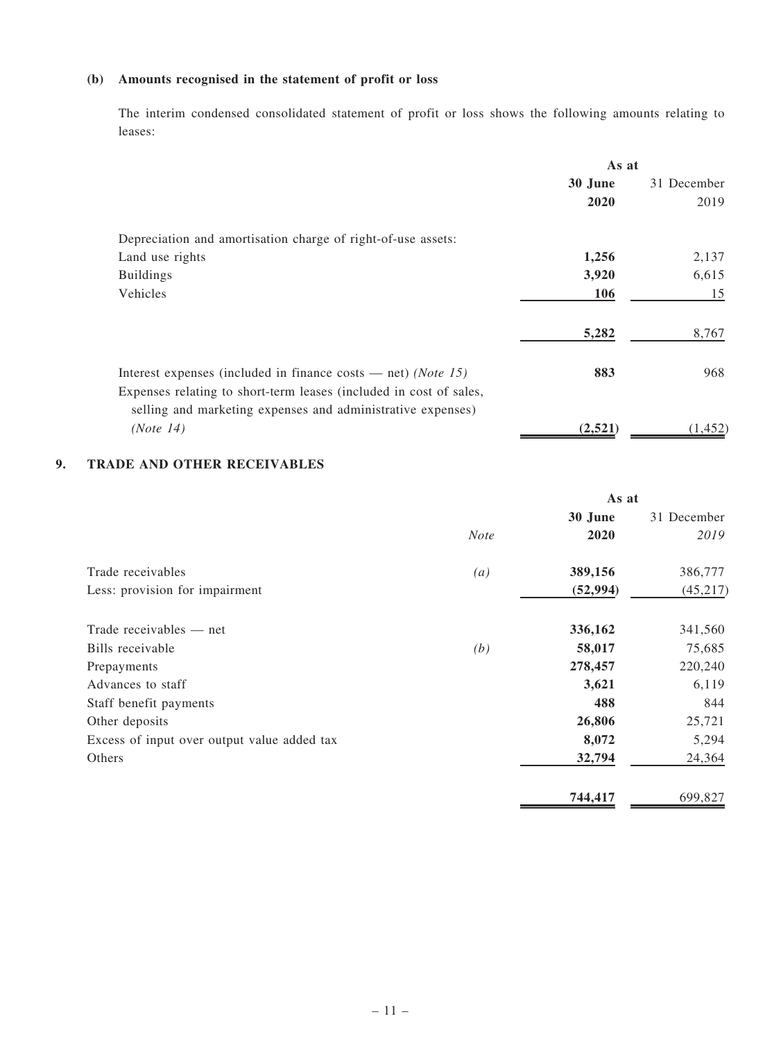**(b) Amounts recognised in the statement of profit or loss**

The interim condensed consolidated statement of profit or loss shows the following amounts relating to leases:

| | As at | |
|---|---|---|
| | **30 June 2020** | 31 December 2019 |
| Depreciation and amortisation charge of right-of-use assets: | | |
| Land use rights | **1,256** | 2,137 |
| Buildings | **3,920** | 6,615 |
| Vehicles | **106** | 15 |
| | **5,282** | 8,767 |
| Interest expenses (included in finance costs — net) *(Note 15)* | **883** | 968 |
| Expenses relating to short-term leases (included in cost of sales, selling and marketing expenses and administrative expenses) *(Note 14)* | **(2,521)** | (1,452) |

## 9. TRADE AND OTHER RECEIVABLES

| | | As at | |
|---|---|---|---|
| | *Note* | **30 June 2020** | 31 December *2019* |
| Trade receivables | *(a)* | **389,156** | 386,777 |
| Less: provision for impairment | | **(52,994)** | (45,217) |
| Trade receivables — net | | **336,162** | 341,560 |
| Bills receivable | *(b)* | **58,017** | 75,685 |
| Prepayments | | **278,457** | 220,240 |
| Advances to staff | | **3,621** | 6,119 |
| Staff benefit payments | | **488** | 844 |
| Other deposits | | **26,806** | 25,721 |
| Excess of input over output value added tax | | **8,072** | 5,294 |
| Others | | **32,794** | 24,364 |
| | | **744,417** | 699,827 |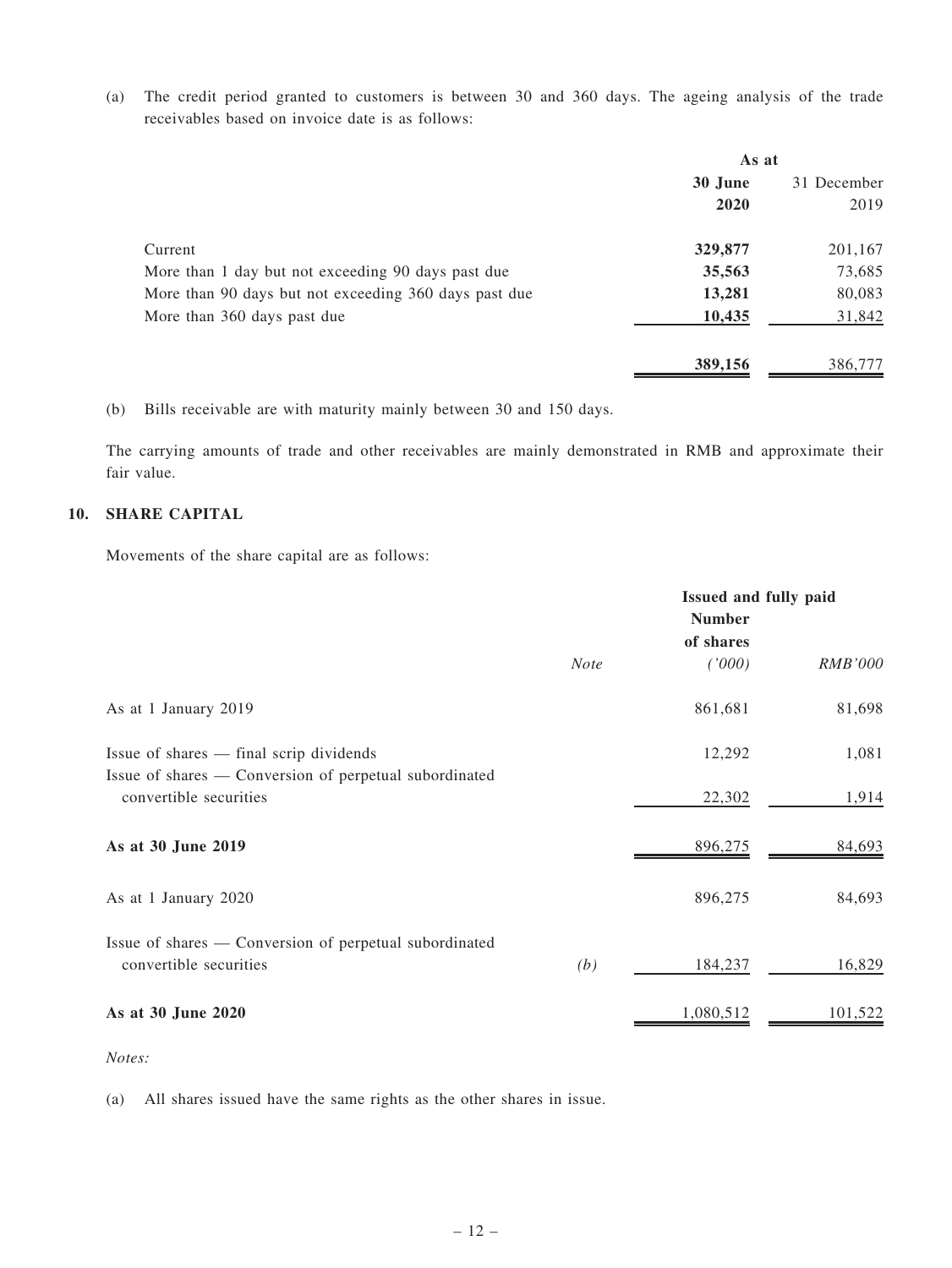(a) The credit period granted to customers is between 30 and 360 days. The ageing analysis of the trade receivables based on invoice date is as follows:

| | As at | |
|---|---|---|
| | **30 June 2020** | 31 December 2019 |
| Current | **329,877** | 201,167 |
| More than 1 day but not exceeding 90 days past due | **35,563** | 73,685 |
| More than 90 days but not exceeding 360 days past due | **13,281** | 80,083 |
| More than 360 days past due | **10,435** | 31,842 |
| | **389,156** | 386,777 |

(b) Bills receivable are with maturity mainly between 30 and 150 days.

The carrying amounts of trade and other receivables are mainly demonstrated in RMB and approximate their fair value.

## 10. SHARE CAPITAL

Movements of the share capital are as follows:

| | | Issued and fully paid | |
|---|---|---|---|
| | *Note* | Number of shares *('000)* | *RMB'000* |
| As at 1 January 2019 | | 861,681 | 81,698 |
| Issue of shares — final scrip dividends | | 12,292 | 1,081 |
| Issue of shares — Conversion of perpetual subordinated convertible securities | | 22,302 | 1,914 |
| **As at 30 June 2019** | | 896,275 | 84,693 |
| As at 1 January 2020 | | 896,275 | 84,693 |
| Issue of shares — Conversion of perpetual subordinated convertible securities | *(b)* | 184,237 | 16,829 |
| **As at 30 June 2020** | | 1,080,512 | 101,522 |

*Notes:*

(a) All shares issued have the same rights as the other shares in issue.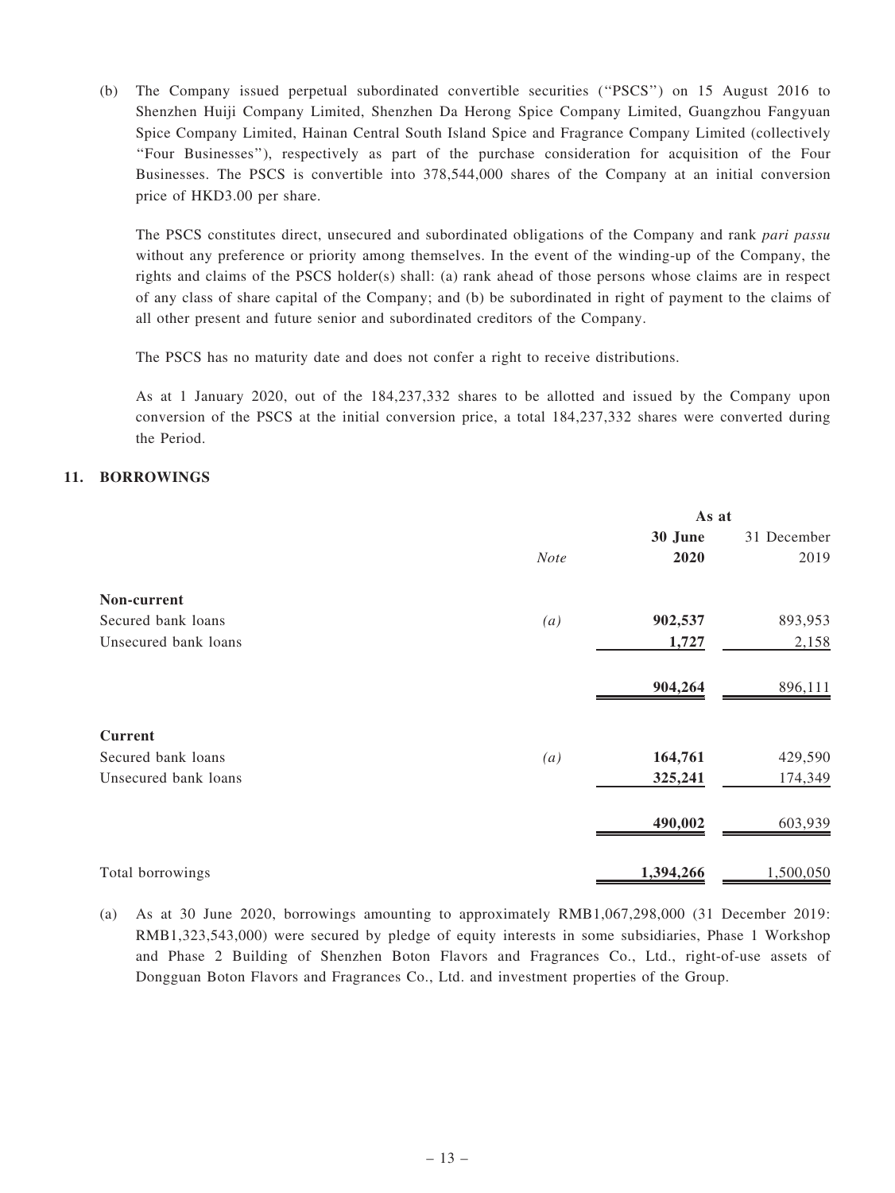(b) The Company issued perpetual subordinated convertible securities ("PSCS") on 15 August 2016 to Shenzhen Huiji Company Limited, Shenzhen Da Herong Spice Company Limited, Guangzhou Fangyuan Spice Company Limited, Hainan Central South Island Spice and Fragrance Company Limited (collectively "Four Businesses"), respectively as part of the purchase consideration for acquisition of the Four Businesses. The PSCS is convertible into 378,544,000 shares of the Company at an initial conversion price of HKD3.00 per share.

The PSCS constitutes direct, unsecured and subordinated obligations of the Company and rank *pari passu* without any preference or priority among themselves. In the event of the winding-up of the Company, the rights and claims of the PSCS holder(s) shall: (a) rank ahead of those persons whose claims are in respect of any class of share capital of the Company; and (b) be subordinated in right of payment to the claims of all other present and future senior and subordinated creditors of the Company.

The PSCS has no maturity date and does not confer a right to receive distributions.

As at 1 January 2020, out of the 184,237,332 shares to be allotted and issued by the Company upon conversion of the PSCS at the initial conversion price, a total 184,237,332 shares were converted during the Period.

## 11. BORROWINGS

| | | As at | |
|---|---|---|---|
| | *Note* | **30 June 2020** | 31 December 2019 |
| **Non-current** | | | |
| Secured bank loans | *(a)* | **902,537** | 893,953 |
| Unsecured bank loans | | **1,727** | 2,158 |
| | | **904,264** | 896,111 |
| **Current** | | | |
| Secured bank loans | *(a)* | **164,761** | 429,590 |
| Unsecured bank loans | | **325,241** | 174,349 |
| | | **490,002** | 603,939 |
| Total borrowings | | **1,394,266** | 1,500,050 |

(a) As at 30 June 2020, borrowings amounting to approximately RMB1,067,298,000 (31 December 2019: RMB1,323,543,000) were secured by pledge of equity interests in some subsidiaries, Phase 1 Workshop and Phase 2 Building of Shenzhen Boton Flavors and Fragrances Co., Ltd., right-of-use assets of Dongguan Boton Flavors and Fragrances Co., Ltd. and investment properties of the Group.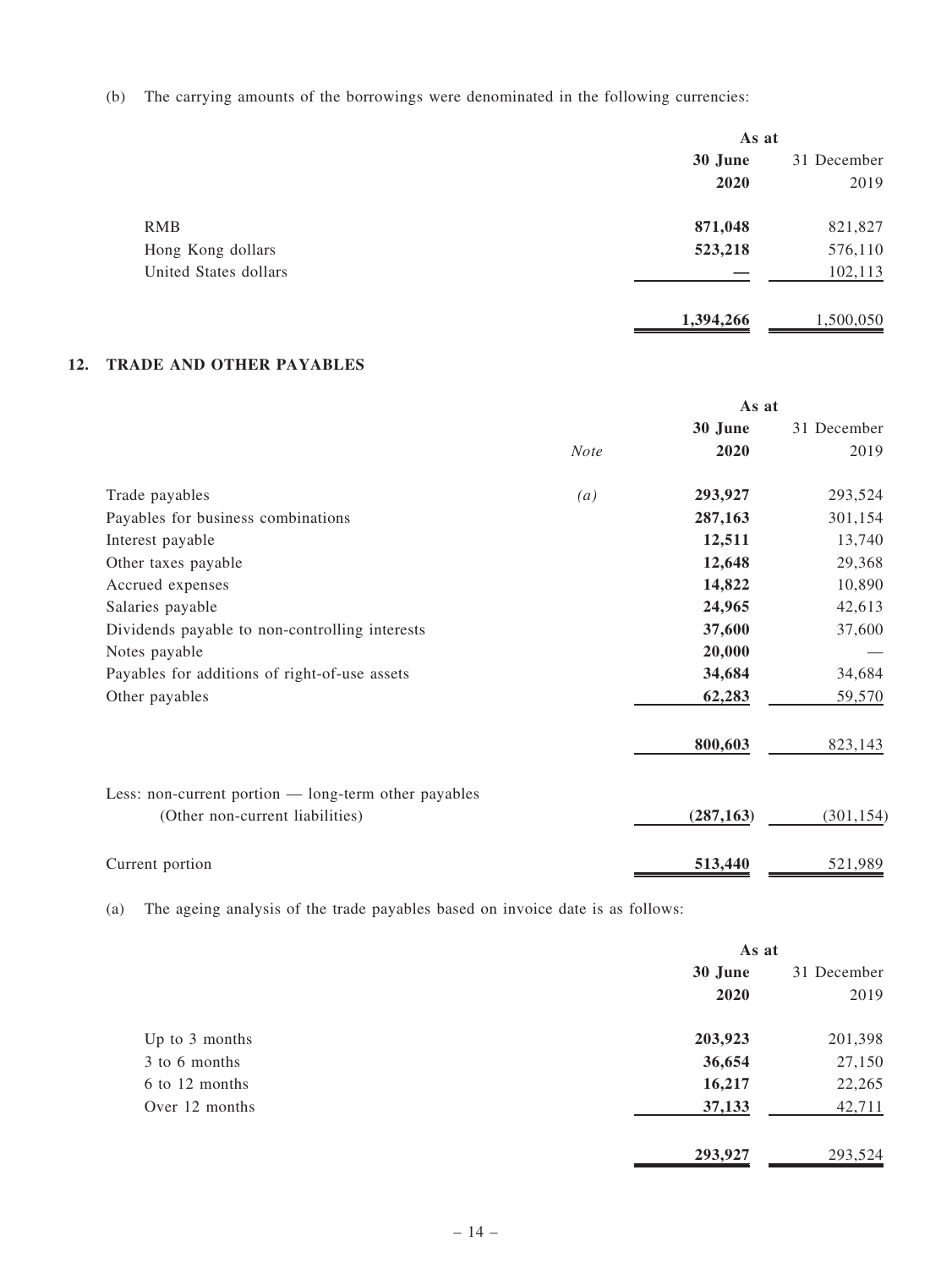(b) The carrying amounts of the borrowings were denominated in the following currencies:

| | As at | |
|---|---|---|
| | **30 June 2020** | 31 December 2019 |
| RMB | **871,048** | 821,827 |
| Hong Kong dollars | **523,218** | 576,110 |
| United States dollars | **—** | 102,113 |
| | **1,394,266** | 1,500,050 |

## 12. TRADE AND OTHER PAYABLES

| | | As at | |
|---|---|---|---|
| | *Note* | **30 June 2020** | 31 December 2019 |
| Trade payables | *(a)* | **293,927** | 293,524 |
| Payables for business combinations | | **287,163** | 301,154 |
| Interest payable | | **12,511** | 13,740 |
| Other taxes payable | | **12,648** | 29,368 |
| Accrued expenses | | **14,822** | 10,890 |
| Salaries payable | | **24,965** | 42,613 |
| Dividends payable to non-controlling interests | | **37,600** | 37,600 |
| Notes payable | | **20,000** | — |
| Payables for additions of right-of-use assets | | **34,684** | 34,684 |
| Other payables | | **62,283** | 59,570 |
| | | **800,603** | 823,143 |
| Less: non-current portion — long-term other payables (Other non-current liabilities) | | **(287,163)** | (301,154) |
| Current portion | | **513,440** | 521,989 |

(a) The ageing analysis of the trade payables based on invoice date is as follows:

| | As at | |
|---|---|---|
| | **30 June 2020** | 31 December 2019 |
| Up to 3 months | **203,923** | 201,398 |
| 3 to 6 months | **36,654** | 27,150 |
| 6 to 12 months | **16,217** | 22,265 |
| Over 12 months | **37,133** | 42,711 |
| | **293,927** | 293,524 |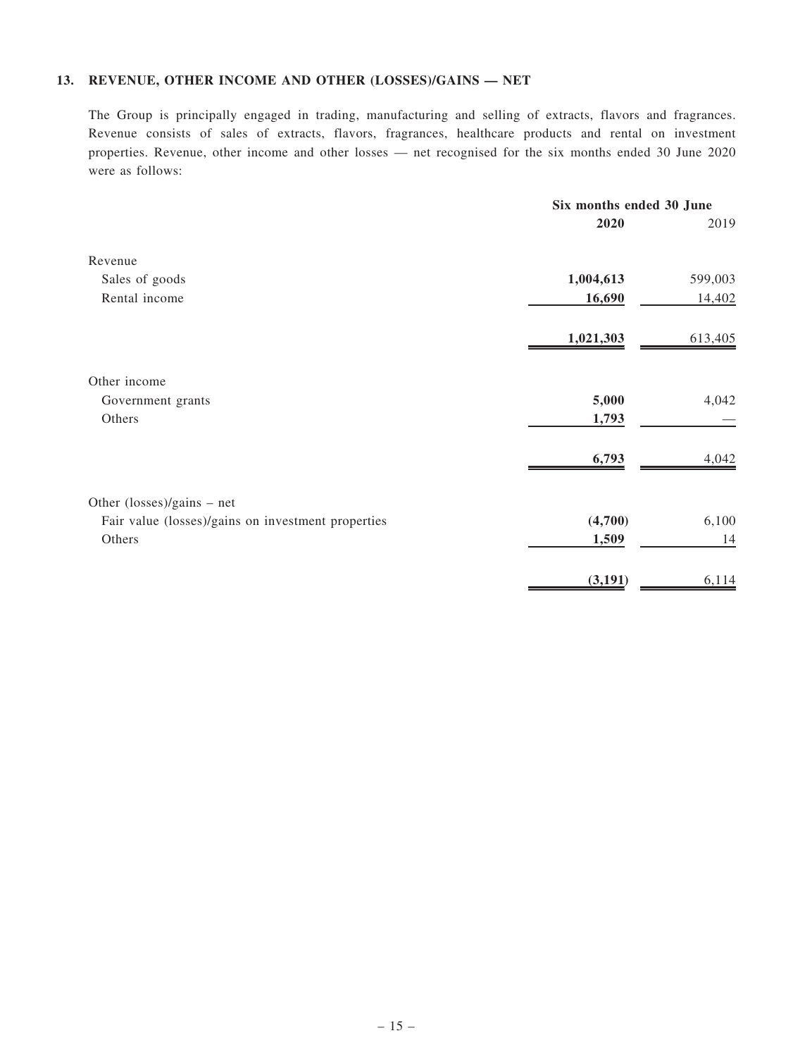### 13. REVENUE, OTHER INCOME AND OTHER (LOSSES)/GAINS — NET

The Group is principally engaged in trading, manufacturing and selling of extracts, flavors and fragrances. Revenue consists of sales of extracts, flavors, fragrances, healthcare products and rental on investment properties. Revenue, other income and other losses — net recognised for the six months ended 30 June 2020 were as follows:

| | Six months ended 30 June | |
|---|---|---|
| | **2020** | 2019 |
| Revenue | | |
| Sales of goods | **1,004,613** | 599,003 |
| Rental income | **16,690** | 14,402 |
| | **1,021,303** | 613,405 |
| Other income | | |
| Government grants | **5,000** | 4,042 |
| Others | **1,793** | — |
| | **6,793** | 4,042 |
| Other (losses)/gains – net | | |
| Fair value (losses)/gains on investment properties | **(4,700)** | 6,100 |
| Others | **1,509** | 14 |
| | **(3,191)** | 6,114 |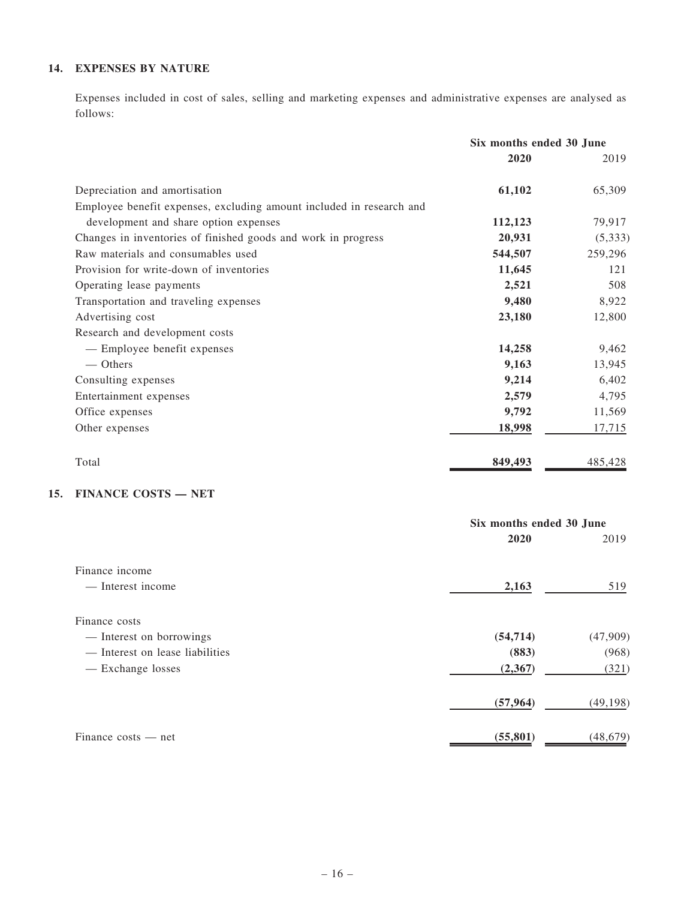## 14. EXPENSES BY NATURE

Expenses included in cost of sales, selling and marketing expenses and administrative expenses are analysed as follows:

| | Six months ended 30 June | |
|---|---|---|
| | **2020** | 2019 |
| Depreciation and amortisation | **61,102** | 65,309 |
| Employee benefit expenses, excluding amount included in research and development and share option expenses | **112,123** | 79,917 |
| Changes in inventories of finished goods and work in progress | **20,931** | (5,333) |
| Raw materials and consumables used | **544,507** | 259,296 |
| Provision for write-down of inventories | **11,645** | 121 |
| Operating lease payments | **2,521** | 508 |
| Transportation and traveling expenses | **9,480** | 8,922 |
| Advertising cost | **23,180** | 12,800 |
| Research and development costs | | |
| — Employee benefit expenses | **14,258** | 9,462 |
| — Others | **9,163** | 13,945 |
| Consulting expenses | **9,214** | 6,402 |
| Entertainment expenses | **2,579** | 4,795 |
| Office expenses | **9,792** | 11,569 |
| Other expenses | **18,998** | 17,715 |
| Total | **849,493** | 485,428 |

## 15. FINANCE COSTS — NET

| | Six months ended 30 June | |
|---|---|---|
| | **2020** | 2019 |
| Finance income | | |
| — Interest income | **2,163** | 519 |
| Finance costs | | |
| — Interest on borrowings | **(54,714)** | (47,909) |
| — Interest on lease liabilities | **(883)** | (968) |
| — Exchange losses | **(2,367)** | (321) |
| | **(57,964)** | (49,198) |
| Finance costs — net | **(55,801)** | (48,679) |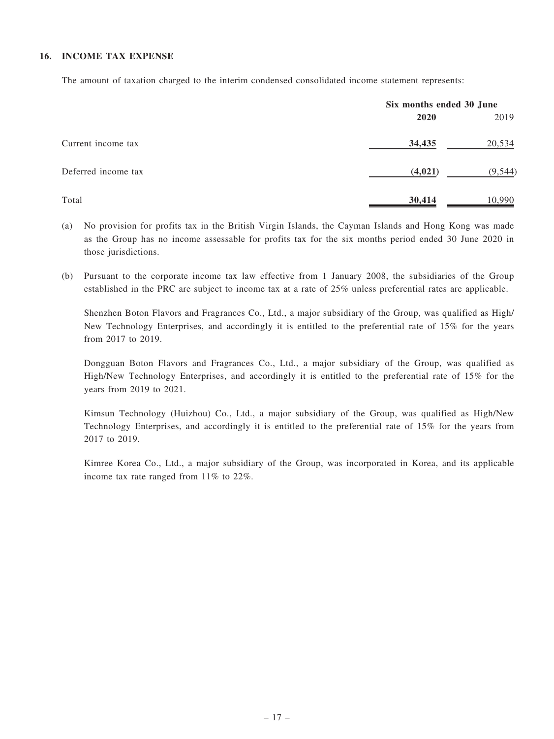## 16. INCOME TAX EXPENSE

The amount of taxation charged to the interim condensed consolidated income statement represents:

| | Six months ended 30 June | |
|---|---|---|
| | **2020** | 2019 |
| Current income tax | **34,435** | 20,534 |
| Deferred income tax | **(4,021)** | (9,544) |
| Total | **30,414** | 10,990 |

(a) No provision for profits tax in the British Virgin Islands, the Cayman Islands and Hong Kong was made as the Group has no income assessable for profits tax for the six months period ended 30 June 2020 in those jurisdictions.

(b) Pursuant to the corporate income tax law effective from 1 January 2008, the subsidiaries of the Group established in the PRC are subject to income tax at a rate of 25% unless preferential rates are applicable.

Shenzhen Boton Flavors and Fragrances Co., Ltd., a major subsidiary of the Group, was qualified as High/New Technology Enterprises, and accordingly it is entitled to the preferential rate of 15% for the years from 2017 to 2019.

Dongguan Boton Flavors and Fragrances Co., Ltd., a major subsidiary of the Group, was qualified as High/New Technology Enterprises, and accordingly it is entitled to the preferential rate of 15% for the years from 2019 to 2021.

Kimsun Technology (Huizhou) Co., Ltd., a major subsidiary of the Group, was qualified as High/New Technology Enterprises, and accordingly it is entitled to the preferential rate of 15% for the years from 2017 to 2019.

Kimree Korea Co., Ltd., a major subsidiary of the Group, was incorporated in Korea, and its applicable income tax rate ranged from 11% to 22%.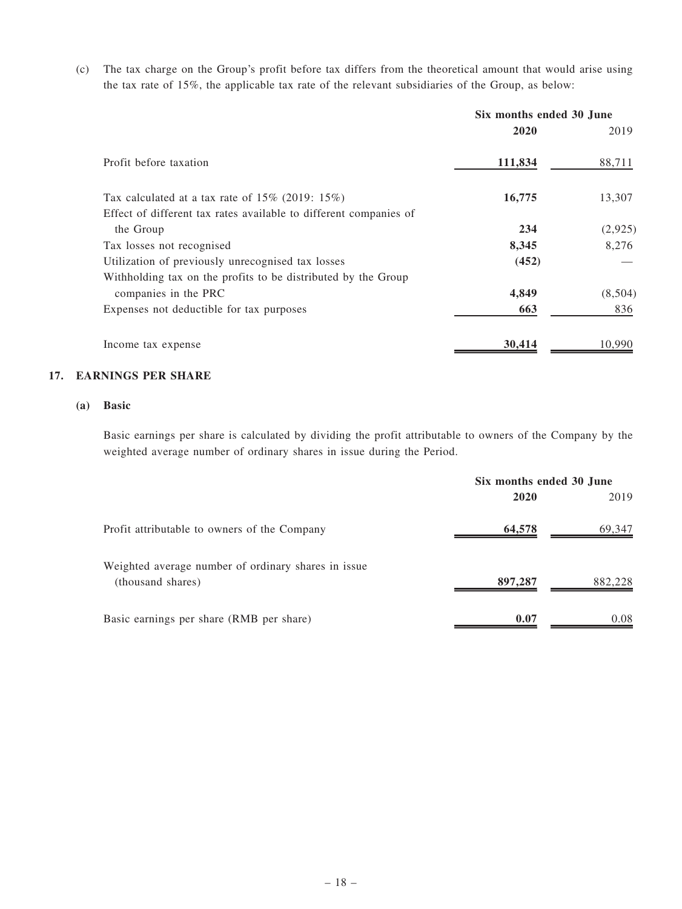(c) The tax charge on the Group's profit before tax differs from the theoretical amount that would arise using the tax rate of 15%, the applicable tax rate of the relevant subsidiaries of the Group, as below:

| | Six months ended 30 June | |
|---|---|---|
| | **2020** | 2019 |
| Profit before taxation | **111,834** | 88,711 |
| Tax calculated at a tax rate of 15% (2019: 15%) | **16,775** | 13,307 |
| Effect of different tax rates available to different companies of the Group | **234** | (2,925) |
| Tax losses not recognised | **8,345** | 8,276 |
| Utilization of previously unrecognised tax losses | **(452)** | — |
| Withholding tax on the profits to be distributed by the Group companies in the PRC | **4,849** | (8,504) |
| Expenses not deductible for tax purposes | **663** | 836 |
| Income tax expense | **30,414** | 10,990 |

## 17. EARNINGS PER SHARE

### (a) Basic

Basic earnings per share is calculated by dividing the profit attributable to owners of the Company by the weighted average number of ordinary shares in issue during the Period.

| | Six months ended 30 June | |
|---|---|---|
| | **2020** | 2019 |
| Profit attributable to owners of the Company | **64,578** | 69,347 |
| Weighted average number of ordinary shares in issue (thousand shares) | **897,287** | 882,228 |
| Basic earnings per share (RMB per share) | **0.07** | 0.08 |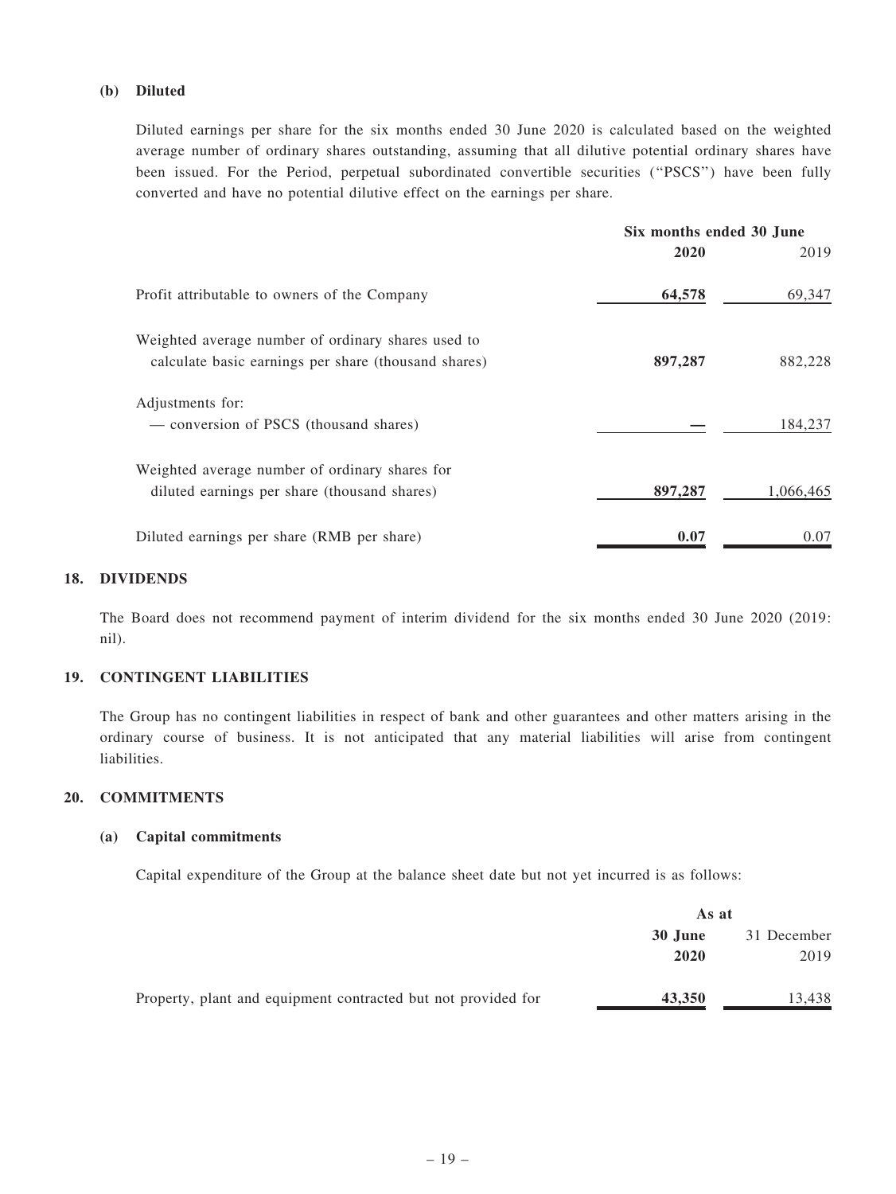**(b) Diluted**

Diluted earnings per share for the six months ended 30 June 2020 is calculated based on the weighted average number of ordinary shares outstanding, assuming that all dilutive potential ordinary shares have been issued. For the Period, perpetual subordinated convertible securities ("PSCS") have been fully converted and have no potential dilutive effect on the earnings per share.

| | Six months ended 30 June | |
|---|---|---|
| | **2020** | 2019 |
| Profit attributable to owners of the Company | **64,578** | 69,347 |
| Weighted average number of ordinary shares used to calculate basic earnings per share (thousand shares) | **897,287** | 882,228 |
| Adjustments for: | | |
| — conversion of PSCS (thousand shares) | **—** | 184,237 |
| Weighted average number of ordinary shares for diluted earnings per share (thousand shares) | **897,287** | 1,066,465 |
| Diluted earnings per share (RMB per share) | **0.07** | 0.07 |

## 18. DIVIDENDS

The Board does not recommend payment of interim dividend for the six months ended 30 June 2020 (2019: nil).

## 19. CONTINGENT LIABILITIES

The Group has no contingent liabilities in respect of bank and other guarantees and other matters arising in the ordinary course of business. It is not anticipated that any material liabilities will arise from contingent liabilities.

## 20. COMMITMENTS

**(a) Capital commitments**

Capital expenditure of the Group at the balance sheet date but not yet incurred is as follows:

| | As at | |
|---|---|---|
| | **30 June 2020** | 31 December 2019 |
| Property, plant and equipment contracted but not provided for | **43,350** | 13,438 |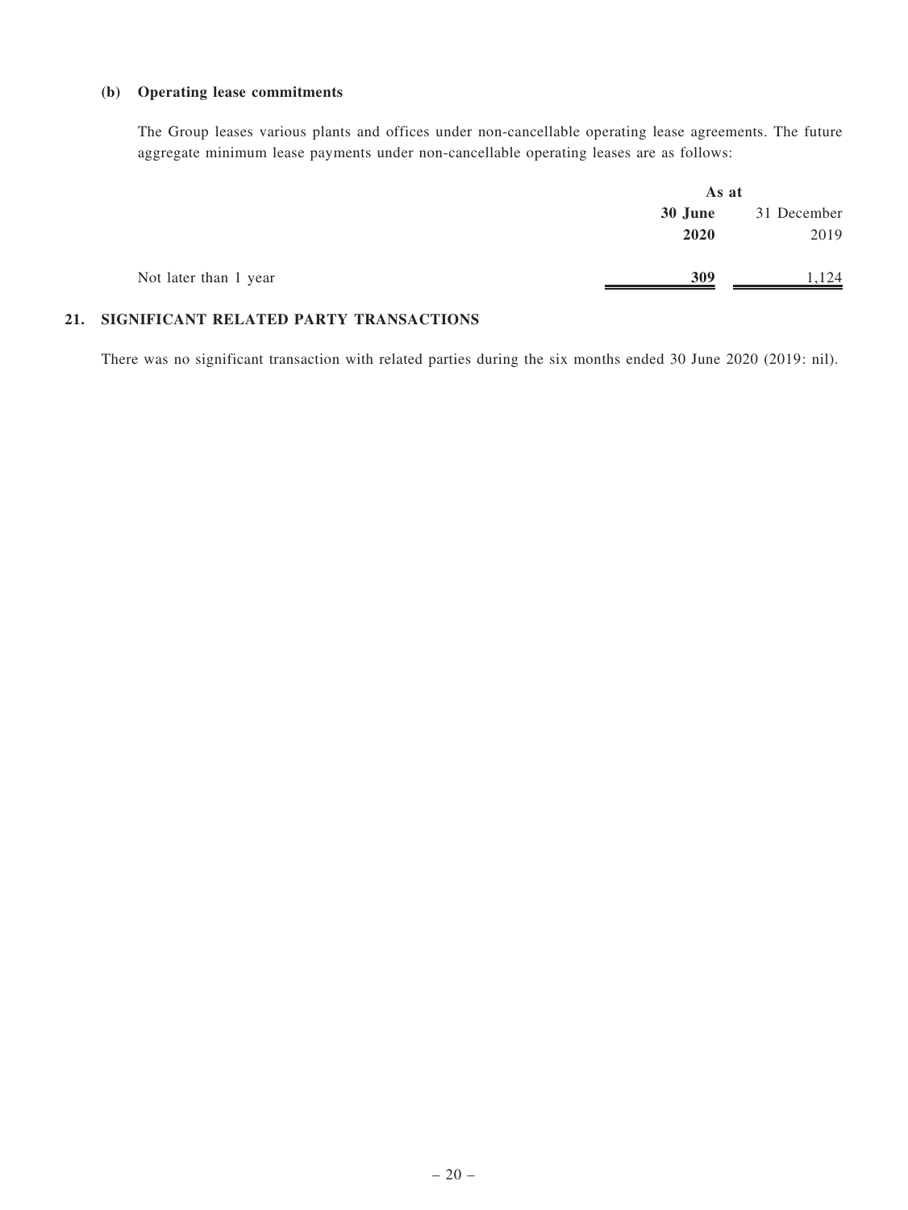**(b) Operating lease commitments**

The Group leases various plants and offices under non-cancellable operating lease agreements. The future aggregate minimum lease payments under non-cancellable operating leases are as follows:

| | As at | |
|---|---|---|
| | **30 June 2020** | 31 December 2019 |
| Not later than 1 year | **309** | 1,124 |

## 21. SIGNIFICANT RELATED PARTY TRANSACTIONS

There was no significant transaction with related parties during the six months ended 30 June 2020 (2019: nil).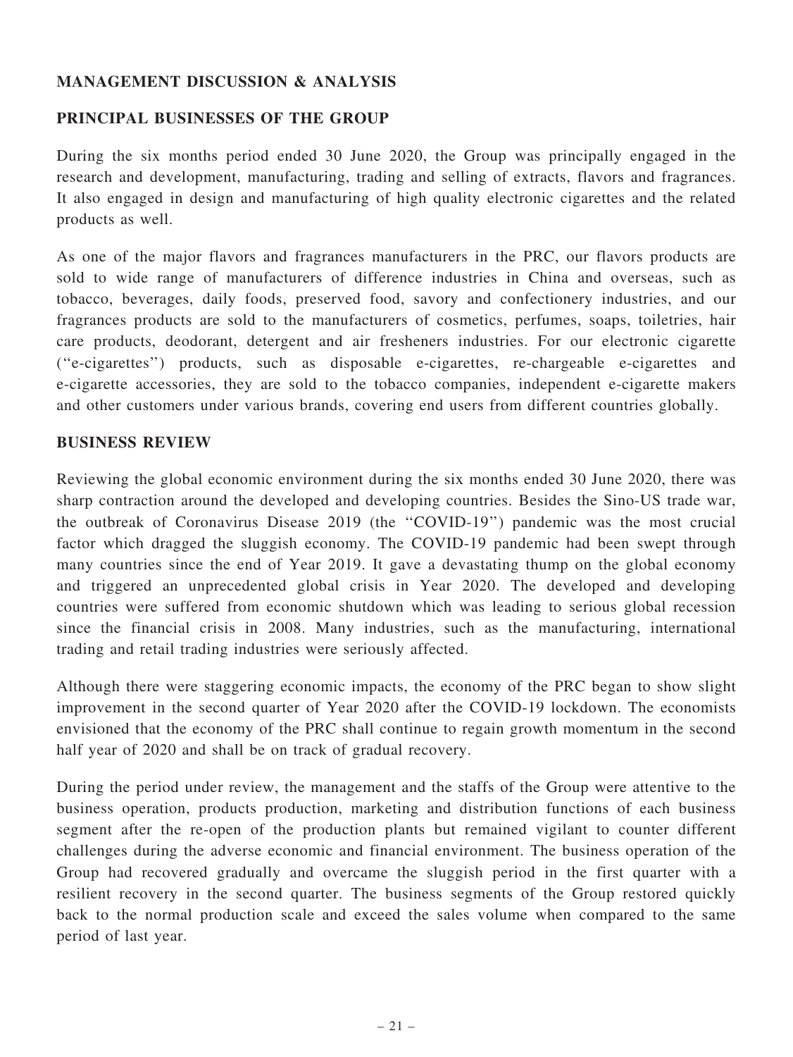## MANAGEMENT DISCUSSION & ANALYSIS

### PRINCIPAL BUSINESSES OF THE GROUP

During the six months period ended 30 June 2020, the Group was principally engaged in the research and development, manufacturing, trading and selling of extracts, flavors and fragrances. It also engaged in design and manufacturing of high quality electronic cigarettes and the related products as well.

As one of the major flavors and fragrances manufacturers in the PRC, our flavors products are sold to wide range of manufacturers of difference industries in China and overseas, such as tobacco, beverages, daily foods, preserved food, savory and confectionery industries, and our fragrances products are sold to the manufacturers of cosmetics, perfumes, soaps, toiletries, hair care products, deodorant, detergent and air fresheners industries. For our electronic cigarette (''e-cigarettes'') products, such as disposable e-cigarettes, re-chargeable e-cigarettes and e-cigarette accessories, they are sold to the tobacco companies, independent e-cigarette makers and other customers under various brands, covering end users from different countries globally.

### BUSINESS REVIEW

Reviewing the global economic environment during the six months ended 30 June 2020, there was sharp contraction around the developed and developing countries. Besides the Sino-US trade war, the outbreak of Coronavirus Disease 2019 (the ''COVID-19'') pandemic was the most crucial factor which dragged the sluggish economy. The COVID-19 pandemic had been swept through many countries since the end of Year 2019. It gave a devastating thump on the global economy and triggered an unprecedented global crisis in Year 2020. The developed and developing countries were suffered from economic shutdown which was leading to serious global recession since the financial crisis in 2008. Many industries, such as the manufacturing, international trading and retail trading industries were seriously affected.

Although there were staggering economic impacts, the economy of the PRC began to show slight improvement in the second quarter of Year 2020 after the COVID-19 lockdown. The economists envisioned that the economy of the PRC shall continue to regain growth momentum in the second half year of 2020 and shall be on track of gradual recovery.

During the period under review, the management and the staffs of the Group were attentive to the business operation, products production, marketing and distribution functions of each business segment after the re-open of the production plants but remained vigilant to counter different challenges during the adverse economic and financial environment. The business operation of the Group had recovered gradually and overcame the sluggish period in the first quarter with a resilient recovery in the second quarter. The business segments of the Group restored quickly back to the normal production scale and exceed the sales volume when compared to the same period of last year.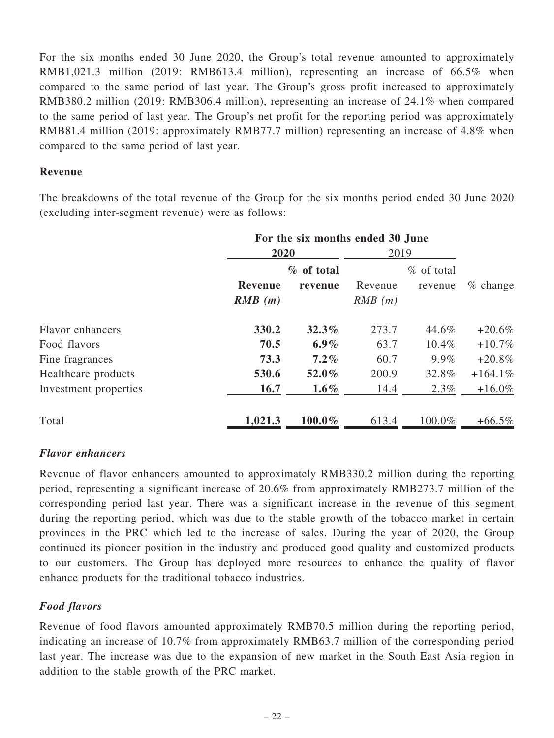For the six months ended 30 June 2020, the Group's total revenue amounted to approximately RMB1,021.3 million (2019: RMB613.4 million), representing an increase of 66.5% when compared to the same period of last year. The Group's gross profit increased to approximately RMB380.2 million (2019: RMB306.4 million), representing an increase of 24.1% when compared to the same period of last year. The Group's net profit for the reporting period was approximately RMB81.4 million (2019: approximately RMB77.7 million) representing an increase of 4.8% when compared to the same period of last year.

**Revenue**

The breakdowns of the total revenue of the Group for the six months period ended 30 June 2020 (excluding inter-segment revenue) were as follows:

| | **For the six months ended 30 June** | | | | |
|---|---|---|---|---|---|
| | **2020** | | 2019 | | |
| | **Revenue** *RMB (m)* | **% of total revenue** | Revenue *RMB (m)* | % of total revenue | % change |
| Flavor enhancers | **330.2** | **32.3%** | 273.7 | 44.6% | +20.6% |
| Food flavors | **70.5** | **6.9%** | 63.7 | 10.4% | +10.7% |
| Fine fragrances | **73.3** | **7.2%** | 60.7 | 9.9% | +20.8% |
| Healthcare products | **530.6** | **52.0%** | 200.9 | 32.8% | +164.1% |
| Investment properties | **16.7** | **1.6%** | 14.4 | 2.3% | +16.0% |
| Total | **1,021.3** | **100.0%** | 613.4 | 100.0% | +66.5% |

***Flavor enhancers***

Revenue of flavor enhancers amounted to approximately RMB330.2 million during the reporting period, representing a significant increase of 20.6% from approximately RMB273.7 million of the corresponding period last year. There was a significant increase in the revenue of this segment during the reporting period, which was due to the stable growth of the tobacco market in certain provinces in the PRC which led to the increase of sales. During the year of 2020, the Group continued its pioneer position in the industry and produced good quality and customized products to our customers. The Group has deployed more resources to enhance the quality of flavor enhance products for the traditional tobacco industries.

***Food flavors***

Revenue of food flavors amounted approximately RMB70.5 million during the reporting period, indicating an increase of 10.7% from approximately RMB63.7 million of the corresponding period last year. The increase was due to the expansion of new market in the South East Asia region in addition to the stable growth of the PRC market.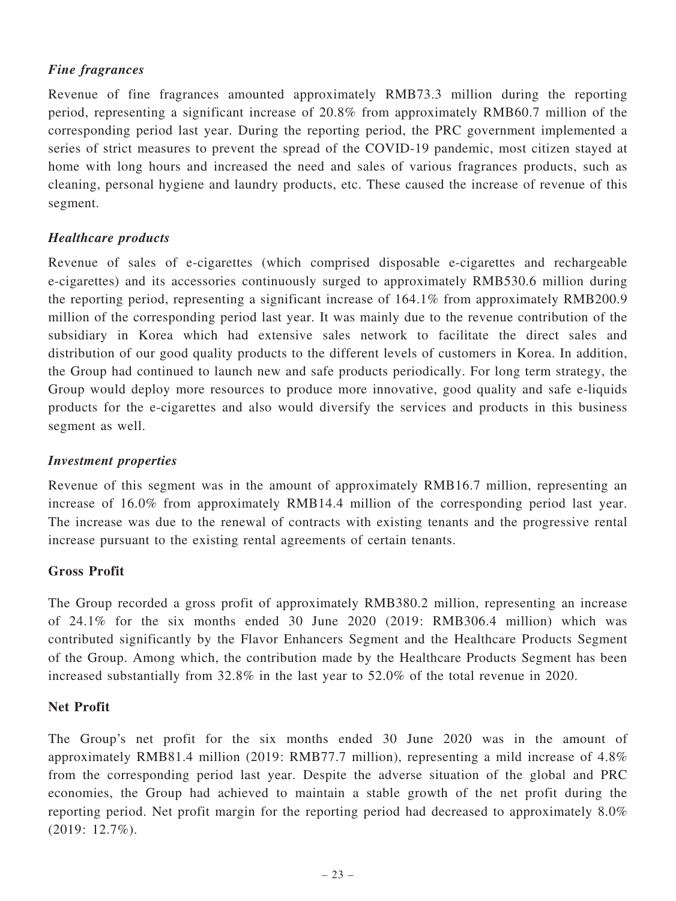### *Fine fragrances*

Revenue of fine fragrances amounted approximately RMB73.3 million during the reporting period, representing a significant increase of 20.8% from approximately RMB60.7 million of the corresponding period last year. During the reporting period, the PRC government implemented a series of strict measures to prevent the spread of the COVID-19 pandemic, most citizen stayed at home with long hours and increased the need and sales of various fragrances products, such as cleaning, personal hygiene and laundry products, etc. These caused the increase of revenue of this segment.

### *Healthcare products*

Revenue of sales of e-cigarettes (which comprised disposable e-cigarettes and rechargeable e-cigarettes) and its accessories continuously surged to approximately RMB530.6 million during the reporting period, representing a significant increase of 164.1% from approximately RMB200.9 million of the corresponding period last year. It was mainly due to the revenue contribution of the subsidiary in Korea which had extensive sales network to facilitate the direct sales and distribution of our good quality products to the different levels of customers in Korea. In addition, the Group had continued to launch new and safe products periodically. For long term strategy, the Group would deploy more resources to produce more innovative, good quality and safe e-liquids products for the e-cigarettes and also would diversify the services and products in this business segment as well.

### *Investment properties*

Revenue of this segment was in the amount of approximately RMB16.7 million, representing an increase of 16.0% from approximately RMB14.4 million of the corresponding period last year. The increase was due to the renewal of contracts with existing tenants and the progressive rental increase pursuant to the existing rental agreements of certain tenants.

## Gross Profit

The Group recorded a gross profit of approximately RMB380.2 million, representing an increase of 24.1% for the six months ended 30 June 2020 (2019: RMB306.4 million) which was contributed significantly by the Flavor Enhancers Segment and the Healthcare Products Segment of the Group. Among which, the contribution made by the Healthcare Products Segment has been increased substantially from 32.8% in the last year to 52.0% of the total revenue in 2020.

## Net Profit

The Group's net profit for the six months ended 30 June 2020 was in the amount of approximately RMB81.4 million (2019: RMB77.7 million), representing a mild increase of 4.8% from the corresponding period last year. Despite the adverse situation of the global and PRC economies, the Group had achieved to maintain a stable growth of the net profit during the reporting period. Net profit margin for the reporting period had decreased to approximately 8.0% (2019: 12.7%).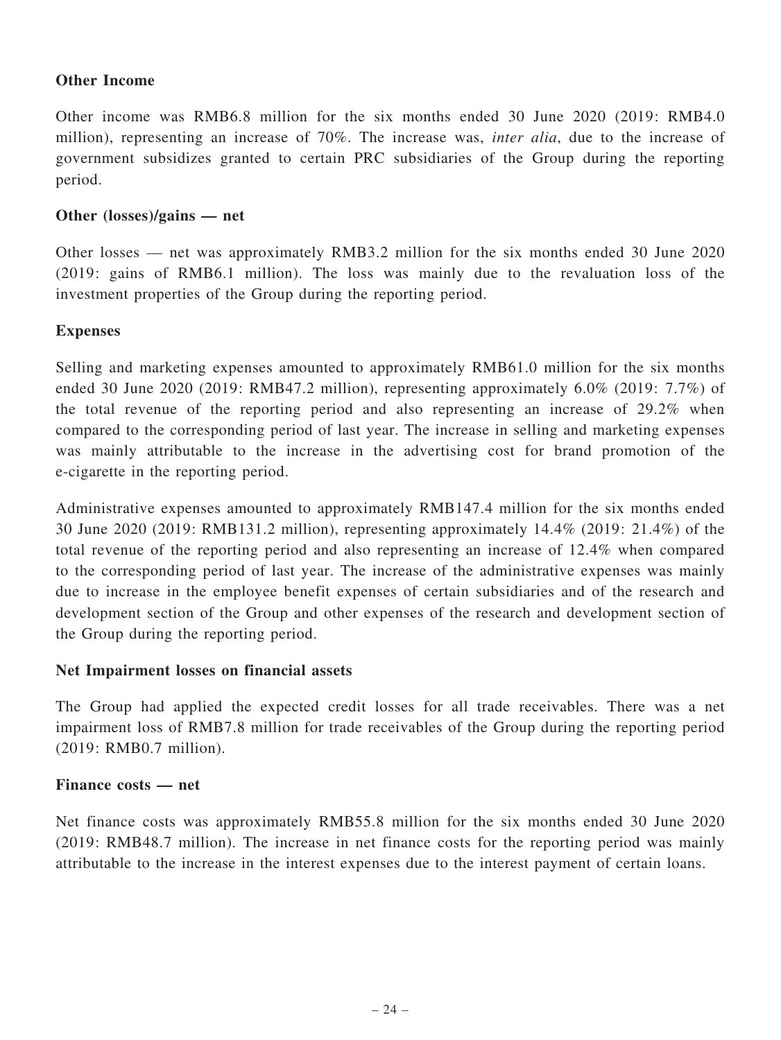**Other Income**

Other income was RMB6.8 million for the six months ended 30 June 2020 (2019: RMB4.0 million), representing an increase of 70%. The increase was, *inter alia*, due to the increase of government subsidizes granted to certain PRC subsidiaries of the Group during the reporting period.

**Other (losses)/gains — net**

Other losses — net was approximately RMB3.2 million for the six months ended 30 June 2020 (2019: gains of RMB6.1 million). The loss was mainly due to the revaluation loss of the investment properties of the Group during the reporting period.

**Expenses**

Selling and marketing expenses amounted to approximately RMB61.0 million for the six months ended 30 June 2020 (2019: RMB47.2 million), representing approximately 6.0% (2019: 7.7%) of the total revenue of the reporting period and also representing an increase of 29.2% when compared to the corresponding period of last year. The increase in selling and marketing expenses was mainly attributable to the increase in the advertising cost for brand promotion of the e-cigarette in the reporting period.

Administrative expenses amounted to approximately RMB147.4 million for the six months ended 30 June 2020 (2019: RMB131.2 million), representing approximately 14.4% (2019: 21.4%) of the total revenue of the reporting period and also representing an increase of 12.4% when compared to the corresponding period of last year. The increase of the administrative expenses was mainly due to increase in the employee benefit expenses of certain subsidiaries and of the research and development section of the Group and other expenses of the research and development section of the Group during the reporting period.

**Net Impairment losses on financial assets**

The Group had applied the expected credit losses for all trade receivables. There was a net impairment loss of RMB7.8 million for trade receivables of the Group during the reporting period (2019: RMB0.7 million).

**Finance costs — net**

Net finance costs was approximately RMB55.8 million for the six months ended 30 June 2020 (2019: RMB48.7 million). The increase in net finance costs for the reporting period was mainly attributable to the increase in the interest expenses due to the interest payment of certain loans.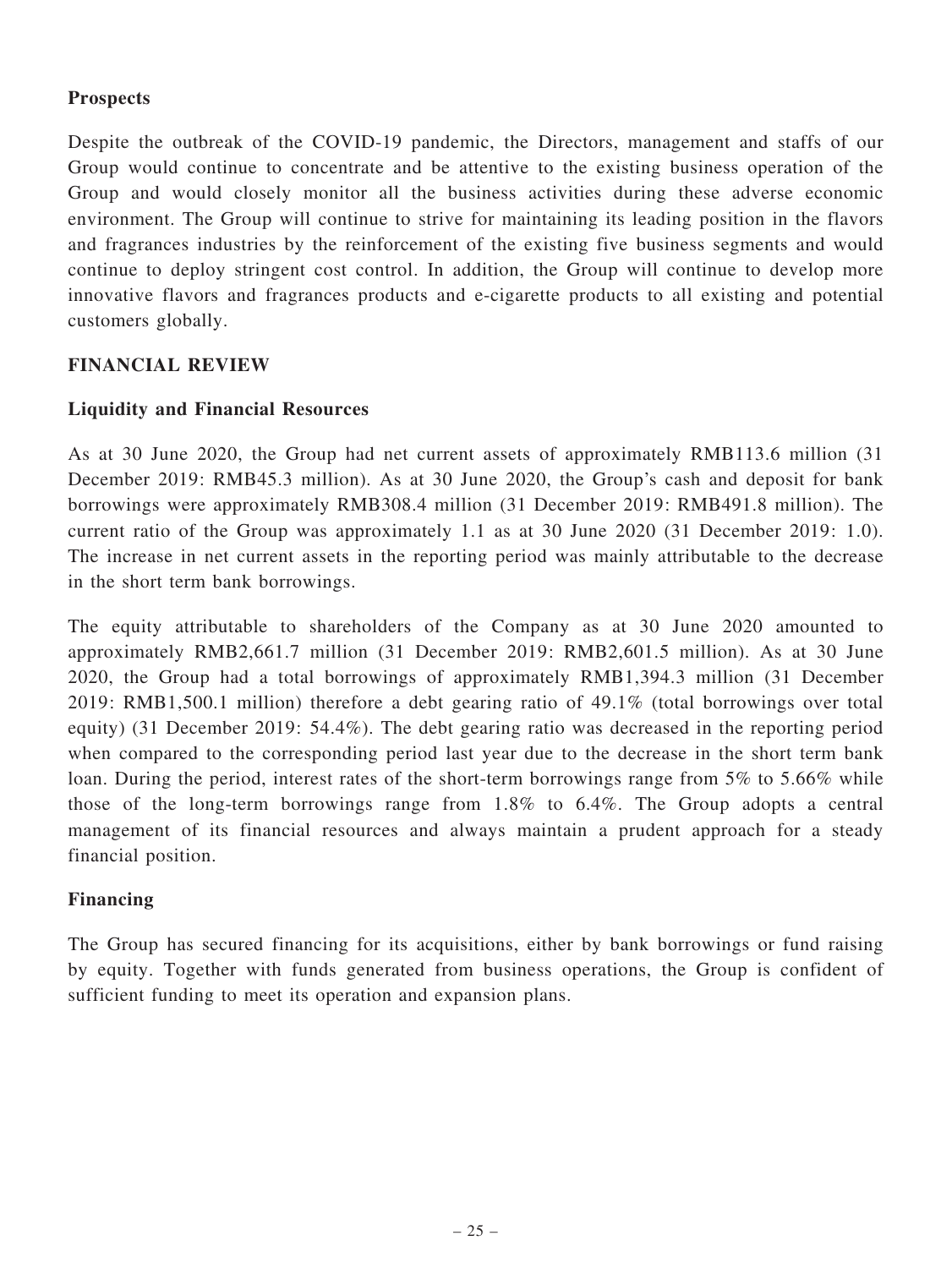### Prospects

Despite the outbreak of the COVID-19 pandemic, the Directors, management and staffs of our Group would continue to concentrate and be attentive to the existing business operation of the Group and would closely monitor all the business activities during these adverse economic environment. The Group will continue to strive for maintaining its leading position in the flavors and fragrances industries by the reinforcement of the existing five business segments and would continue to deploy stringent cost control. In addition, the Group will continue to develop more innovative flavors and fragrances products and e-cigarette products to all existing and potential customers globally.

## FINANCIAL REVIEW

### Liquidity and Financial Resources

As at 30 June 2020, the Group had net current assets of approximately RMB113.6 million (31 December 2019: RMB45.3 million). As at 30 June 2020, the Group's cash and deposit for bank borrowings were approximately RMB308.4 million (31 December 2019: RMB491.8 million). The current ratio of the Group was approximately 1.1 as at 30 June 2020 (31 December 2019: 1.0). The increase in net current assets in the reporting period was mainly attributable to the decrease in the short term bank borrowings.

The equity attributable to shareholders of the Company as at 30 June 2020 amounted to approximately RMB2,661.7 million (31 December 2019: RMB2,601.5 million). As at 30 June 2020, the Group had a total borrowings of approximately RMB1,394.3 million (31 December 2019: RMB1,500.1 million) therefore a debt gearing ratio of 49.1% (total borrowings over total equity) (31 December 2019: 54.4%). The debt gearing ratio was decreased in the reporting period when compared to the corresponding period last year due to the decrease in the short term bank loan. During the period, interest rates of the short-term borrowings range from 5% to 5.66% while those of the long-term borrowings range from 1.8% to 6.4%. The Group adopts a central management of its financial resources and always maintain a prudent approach for a steady financial position.

### Financing

The Group has secured financing for its acquisitions, either by bank borrowings or fund raising by equity. Together with funds generated from business operations, the Group is confident of sufficient funding to meet its operation and expansion plans.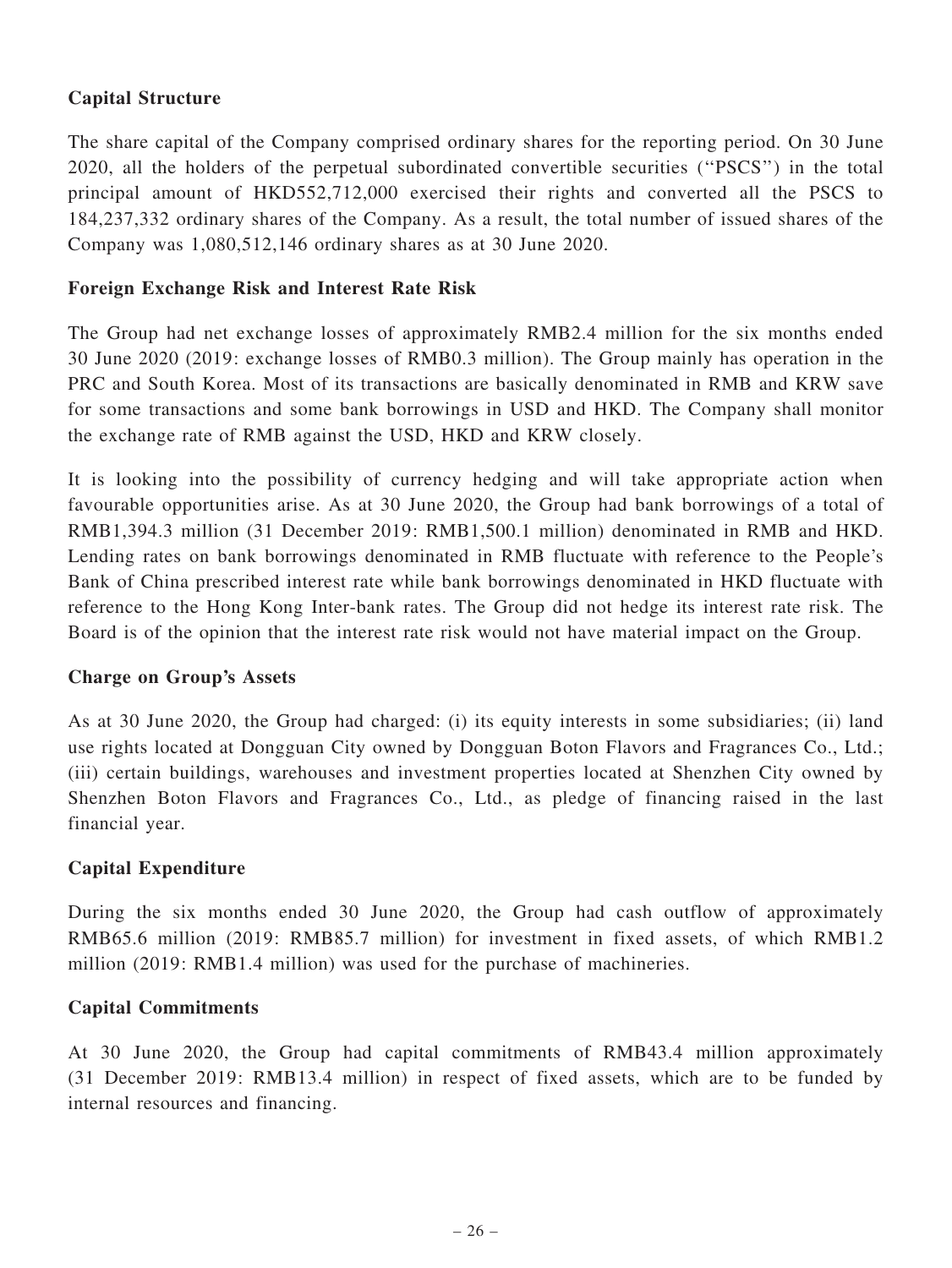## Capital Structure

The share capital of the Company comprised ordinary shares for the reporting period. On 30 June 2020, all the holders of the perpetual subordinated convertible securities ("PSCS") in the total principal amount of HKD552,712,000 exercised their rights and converted all the PSCS to 184,237,332 ordinary shares of the Company. As a result, the total number of issued shares of the Company was 1,080,512,146 ordinary shares as at 30 June 2020.

## Foreign Exchange Risk and Interest Rate Risk

The Group had net exchange losses of approximately RMB2.4 million for the six months ended 30 June 2020 (2019: exchange losses of RMB0.3 million). The Group mainly has operation in the PRC and South Korea. Most of its transactions are basically denominated in RMB and KRW save for some transactions and some bank borrowings in USD and HKD. The Company shall monitor the exchange rate of RMB against the USD, HKD and KRW closely.

It is looking into the possibility of currency hedging and will take appropriate action when favourable opportunities arise. As at 30 June 2020, the Group had bank borrowings of a total of RMB1,394.3 million (31 December 2019: RMB1,500.1 million) denominated in RMB and HKD. Lending rates on bank borrowings denominated in RMB fluctuate with reference to the People's Bank of China prescribed interest rate while bank borrowings denominated in HKD fluctuate with reference to the Hong Kong Inter-bank rates. The Group did not hedge its interest rate risk. The Board is of the opinion that the interest rate risk would not have material impact on the Group.

## Charge on Group's Assets

As at 30 June 2020, the Group had charged: (i) its equity interests in some subsidiaries; (ii) land use rights located at Dongguan City owned by Dongguan Boton Flavors and Fragrances Co., Ltd.; (iii) certain buildings, warehouses and investment properties located at Shenzhen City owned by Shenzhen Boton Flavors and Fragrances Co., Ltd., as pledge of financing raised in the last financial year.

## Capital Expenditure

During the six months ended 30 June 2020, the Group had cash outflow of approximately RMB65.6 million (2019: RMB85.7 million) for investment in fixed assets, of which RMB1.2 million (2019: RMB1.4 million) was used for the purchase of machineries.

## Capital Commitments

At 30 June 2020, the Group had capital commitments of RMB43.4 million approximately (31 December 2019: RMB13.4 million) in respect of fixed assets, which are to be funded by internal resources and financing.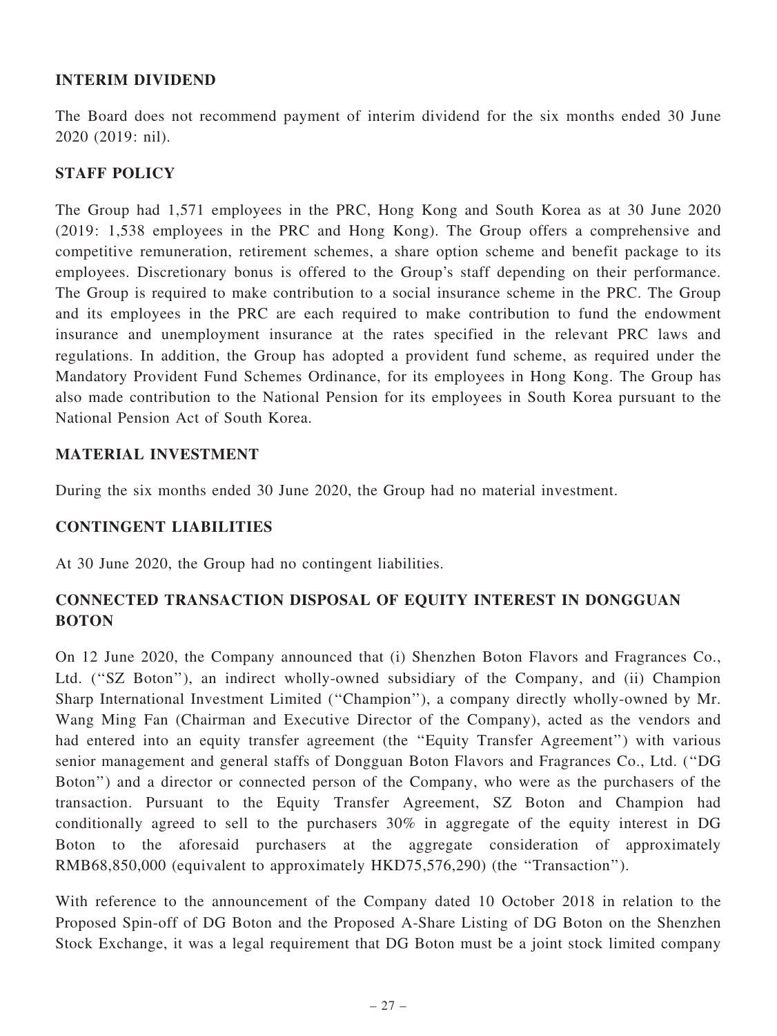## INTERIM DIVIDEND

The Board does not recommend payment of interim dividend for the six months ended 30 June 2020 (2019: nil).

## STAFF POLICY

The Group had 1,571 employees in the PRC, Hong Kong and South Korea as at 30 June 2020 (2019: 1,538 employees in the PRC and Hong Kong). The Group offers a comprehensive and competitive remuneration, retirement schemes, a share option scheme and benefit package to its employees. Discretionary bonus is offered to the Group's staff depending on their performance. The Group is required to make contribution to a social insurance scheme in the PRC. The Group and its employees in the PRC are each required to make contribution to fund the endowment insurance and unemployment insurance at the rates specified in the relevant PRC laws and regulations. In addition, the Group has adopted a provident fund scheme, as required under the Mandatory Provident Fund Schemes Ordinance, for its employees in Hong Kong. The Group has also made contribution to the National Pension for its employees in South Korea pursuant to the National Pension Act of South Korea.

## MATERIAL INVESTMENT

During the six months ended 30 June 2020, the Group had no material investment.

## CONTINGENT LIABILITIES

At 30 June 2020, the Group had no contingent liabilities.

## CONNECTED TRANSACTION DISPOSAL OF EQUITY INTEREST IN DONGGUAN BOTON

On 12 June 2020, the Company announced that (i) Shenzhen Boton Flavors and Fragrances Co., Ltd. (''SZ Boton''), an indirect wholly-owned subsidiary of the Company, and (ii) Champion Sharp International Investment Limited (''Champion''), a company directly wholly-owned by Mr. Wang Ming Fan (Chairman and Executive Director of the Company), acted as the vendors and had entered into an equity transfer agreement (the ''Equity Transfer Agreement'') with various senior management and general staffs of Dongguan Boton Flavors and Fragrances Co., Ltd. (''DG Boton'') and a director or connected person of the Company, who were as the purchasers of the transaction. Pursuant to the Equity Transfer Agreement, SZ Boton and Champion had conditionally agreed to sell to the purchasers 30% in aggregate of the equity interest in DG Boton to the aforesaid purchasers at the aggregate consideration of approximately RMB68,850,000 (equivalent to approximately HKD75,576,290) (the ''Transaction'').

With reference to the announcement of the Company dated 10 October 2018 in relation to the Proposed Spin-off of DG Boton and the Proposed A-Share Listing of DG Boton on the Shenzhen Stock Exchange, it was a legal requirement that DG Boton must be a joint stock limited company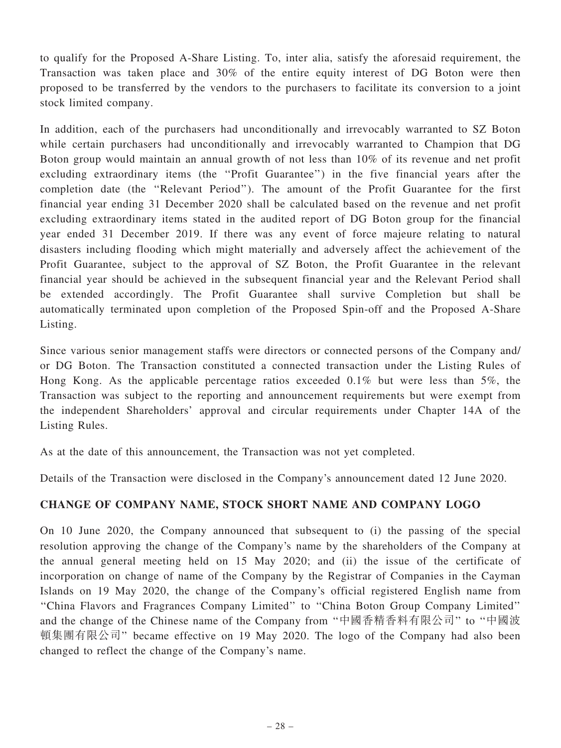to qualify for the Proposed A-Share Listing. To, inter alia, satisfy the aforesaid requirement, the Transaction was taken place and 30% of the entire equity interest of DG Boton were then proposed to be transferred by the vendors to the purchasers to facilitate its conversion to a joint stock limited company.

In addition, each of the purchasers had unconditionally and irrevocably warranted to SZ Boton while certain purchasers had unconditionally and irrevocably warranted to Champion that DG Boton group would maintain an annual growth of not less than 10% of its revenue and net profit excluding extraordinary items (the ''Profit Guarantee'') in the five financial years after the completion date (the ''Relevant Period''). The amount of the Profit Guarantee for the first financial year ending 31 December 2020 shall be calculated based on the revenue and net profit excluding extraordinary items stated in the audited report of DG Boton group for the financial year ended 31 December 2019. If there was any event of force majeure relating to natural disasters including flooding which might materially and adversely affect the achievement of the Profit Guarantee, subject to the approval of SZ Boton, the Profit Guarantee in the relevant financial year should be achieved in the subsequent financial year and the Relevant Period shall be extended accordingly. The Profit Guarantee shall survive Completion but shall be automatically terminated upon completion of the Proposed Spin-off and the Proposed A-Share Listing.

Since various senior management staffs were directors or connected persons of the Company and/ or DG Boton. The Transaction constituted a connected transaction under the Listing Rules of Hong Kong. As the applicable percentage ratios exceeded 0.1% but were less than 5%, the Transaction was subject to the reporting and announcement requirements but were exempt from the independent Shareholders' approval and circular requirements under Chapter 14A of the Listing Rules.

As at the date of this announcement, the Transaction was not yet completed.

Details of the Transaction were disclosed in the Company's announcement dated 12 June 2020.

## CHANGE OF COMPANY NAME, STOCK SHORT NAME AND COMPANY LOGO

On 10 June 2020, the Company announced that subsequent to (i) the passing of the special resolution approving the change of the Company's name by the shareholders of the Company at the annual general meeting held on 15 May 2020; and (ii) the issue of the certificate of incorporation on change of name of the Company by the Registrar of Companies in the Cayman Islands on 19 May 2020, the change of the Company's official registered English name from ''China Flavors and Fragrances Company Limited'' to ''China Boton Group Company Limited'' and the change of the Chinese name of the Company from ''中國香精香料有限公司'' to ''中國波頓集團有限公司'' became effective on 19 May 2020. The logo of the Company had also been changed to reflect the change of the Company's name.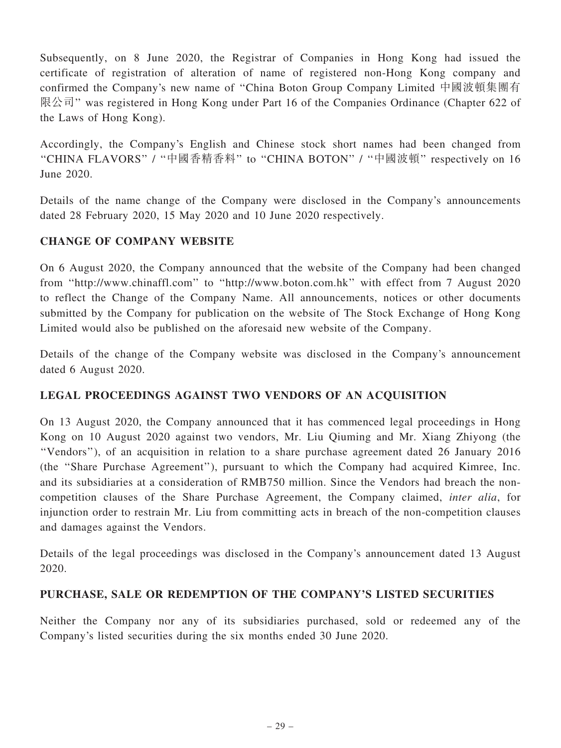Subsequently, on 8 June 2020, the Registrar of Companies in Hong Kong had issued the certificate of registration of alteration of name of registered non-Hong Kong company and confirmed the Company's new name of "China Boton Group Company Limited 中國波頓集團有限公司" was registered in Hong Kong under Part 16 of the Companies Ordinance (Chapter 622 of the Laws of Hong Kong).

Accordingly, the Company's English and Chinese stock short names had been changed from "CHINA FLAVORS" / "中國香精香料" to "CHINA BOTON" / "中國波頓" respectively on 16 June 2020.

Details of the name change of the Company were disclosed in the Company's announcements dated 28 February 2020, 15 May 2020 and 10 June 2020 respectively.

## CHANGE OF COMPANY WEBSITE

On 6 August 2020, the Company announced that the website of the Company had been changed from "http://www.chinaffl.com" to "http://www.boton.com.hk" with effect from 7 August 2020 to reflect the Change of the Company Name. All announcements, notices or other documents submitted by the Company for publication on the website of The Stock Exchange of Hong Kong Limited would also be published on the aforesaid new website of the Company.

Details of the change of the Company website was disclosed in the Company's announcement dated 6 August 2020.

## LEGAL PROCEEDINGS AGAINST TWO VENDORS OF AN ACQUISITION

On 13 August 2020, the Company announced that it has commenced legal proceedings in Hong Kong on 10 August 2020 against two vendors, Mr. Liu Qiuming and Mr. Xiang Zhiyong (the "Vendors"), of an acquisition in relation to a share purchase agreement dated 26 January 2016 (the "Share Purchase Agreement"), pursuant to which the Company had acquired Kimree, Inc. and its subsidiaries at a consideration of RMB750 million. Since the Vendors had breach the non-competition clauses of the Share Purchase Agreement, the Company claimed, *inter alia*, for injunction order to restrain Mr. Liu from committing acts in breach of the non-competition clauses and damages against the Vendors.

Details of the legal proceedings was disclosed in the Company's announcement dated 13 August 2020.

## PURCHASE, SALE OR REDEMPTION OF THE COMPANY'S LISTED SECURITIES

Neither the Company nor any of its subsidiaries purchased, sold or redeemed any of the Company's listed securities during the six months ended 30 June 2020.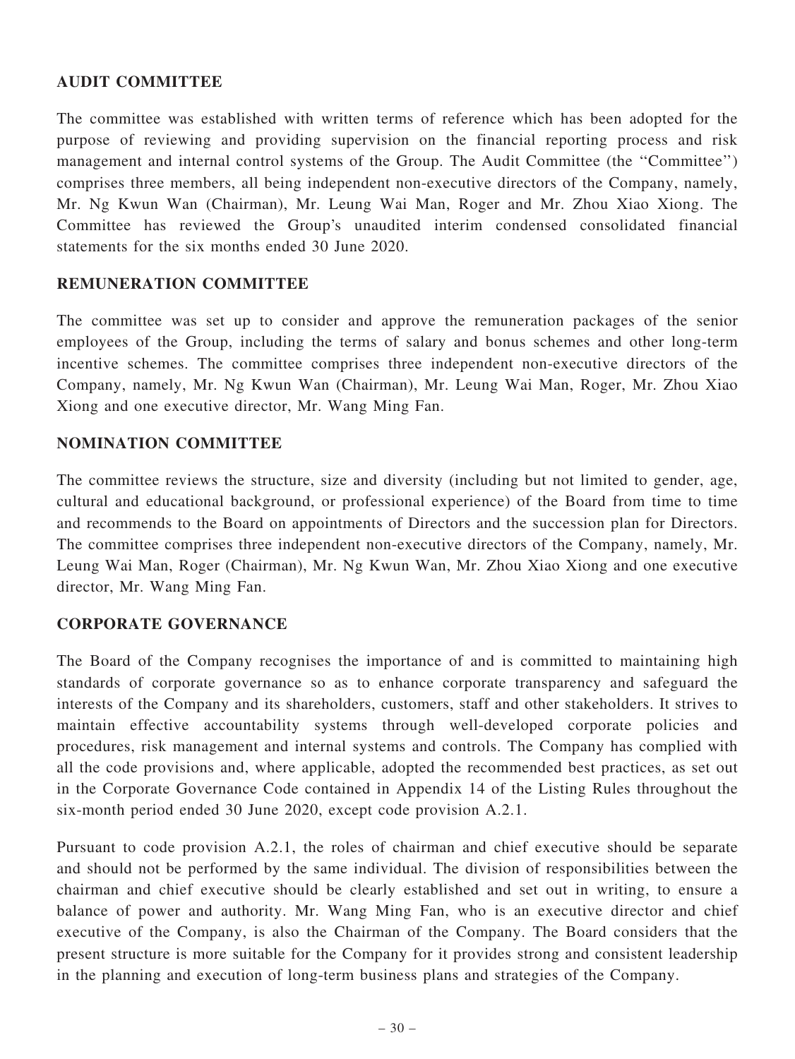## AUDIT COMMITTEE

The committee was established with written terms of reference which has been adopted for the purpose of reviewing and providing supervision on the financial reporting process and risk management and internal control systems of the Group. The Audit Committee (the "Committee") comprises three members, all being independent non-executive directors of the Company, namely, Mr. Ng Kwun Wan (Chairman), Mr. Leung Wai Man, Roger and Mr. Zhou Xiao Xiong. The Committee has reviewed the Group's unaudited interim condensed consolidated financial statements for the six months ended 30 June 2020.

## REMUNERATION COMMITTEE

The committee was set up to consider and approve the remuneration packages of the senior employees of the Group, including the terms of salary and bonus schemes and other long-term incentive schemes. The committee comprises three independent non-executive directors of the Company, namely, Mr. Ng Kwun Wan (Chairman), Mr. Leung Wai Man, Roger, Mr. Zhou Xiao Xiong and one executive director, Mr. Wang Ming Fan.

## NOMINATION COMMITTEE

The committee reviews the structure, size and diversity (including but not limited to gender, age, cultural and educational background, or professional experience) of the Board from time to time and recommends to the Board on appointments of Directors and the succession plan for Directors. The committee comprises three independent non-executive directors of the Company, namely, Mr. Leung Wai Man, Roger (Chairman), Mr. Ng Kwun Wan, Mr. Zhou Xiao Xiong and one executive director, Mr. Wang Ming Fan.

## CORPORATE GOVERNANCE

The Board of the Company recognises the importance of and is committed to maintaining high standards of corporate governance so as to enhance corporate transparency and safeguard the interests of the Company and its shareholders, customers, staff and other stakeholders. It strives to maintain effective accountability systems through well-developed corporate policies and procedures, risk management and internal systems and controls. The Company has complied with all the code provisions and, where applicable, adopted the recommended best practices, as set out in the Corporate Governance Code contained in Appendix 14 of the Listing Rules throughout the six-month period ended 30 June 2020, except code provision A.2.1.

Pursuant to code provision A.2.1, the roles of chairman and chief executive should be separate and should not be performed by the same individual. The division of responsibilities between the chairman and chief executive should be clearly established and set out in writing, to ensure a balance of power and authority. Mr. Wang Ming Fan, who is an executive director and chief executive of the Company, is also the Chairman of the Company. The Board considers that the present structure is more suitable for the Company for it provides strong and consistent leadership in the planning and execution of long-term business plans and strategies of the Company.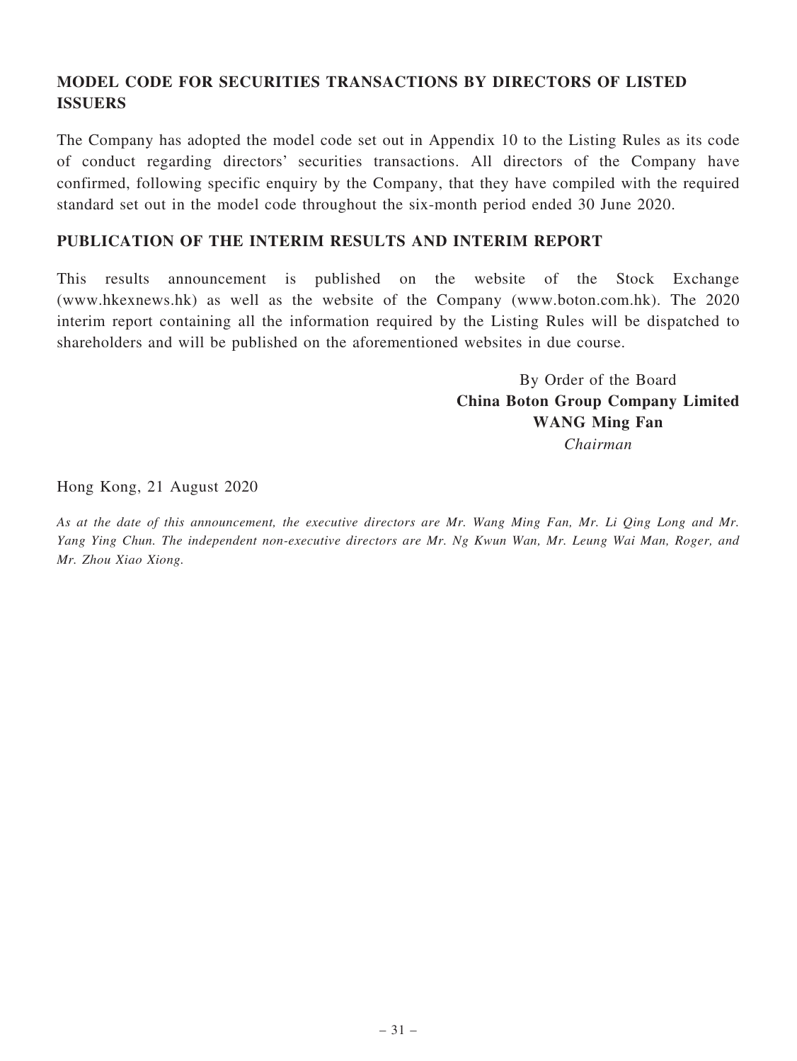## MODEL CODE FOR SECURITIES TRANSACTIONS BY DIRECTORS OF LISTED ISSUERS

The Company has adopted the model code set out in Appendix 10 to the Listing Rules as its code of conduct regarding directors' securities transactions. All directors of the Company have confirmed, following specific enquiry by the Company, that they have compiled with the required standard set out in the model code throughout the six-month period ended 30 June 2020.

## PUBLICATION OF THE INTERIM RESULTS AND INTERIM REPORT

This results announcement is published on the website of the Stock Exchange (www.hkexnews.hk) as well as the website of the Company (www.boton.com.hk). The 2020 interim report containing all the information required by the Listing Rules will be dispatched to shareholders and will be published on the aforementioned websites in due course.

By Order of the Board
**China Boton Group Company Limited**
**WANG Ming Fan**
*Chairman*

Hong Kong, 21 August 2020

*As at the date of this announcement, the executive directors are Mr. Wang Ming Fan, Mr. Li Qing Long and Mr. Yang Ying Chun. The independent non-executive directors are Mr. Ng Kwun Wan, Mr. Leung Wai Man, Roger, and Mr. Zhou Xiao Xiong.*